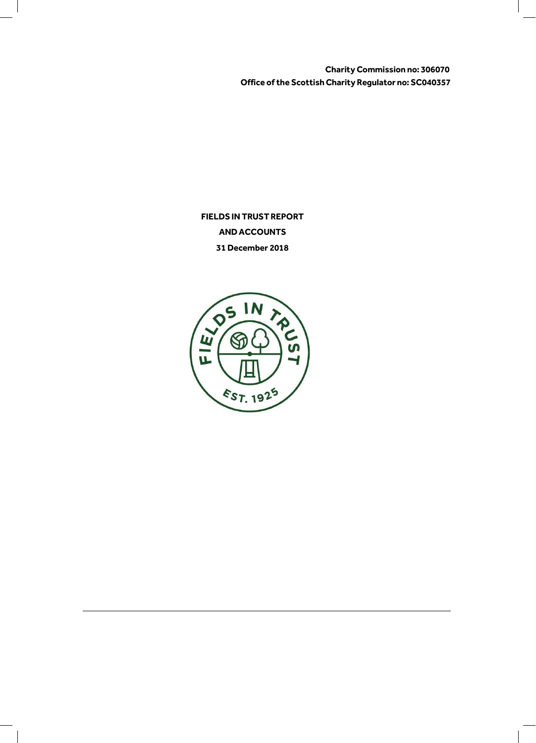**Charity Commission no: 306070**

**Office of the Scottish Charity Regulator no: SC040357**

# FIELDS IN TRUST REPORT AND ACCOUNTS

**31 December 2018**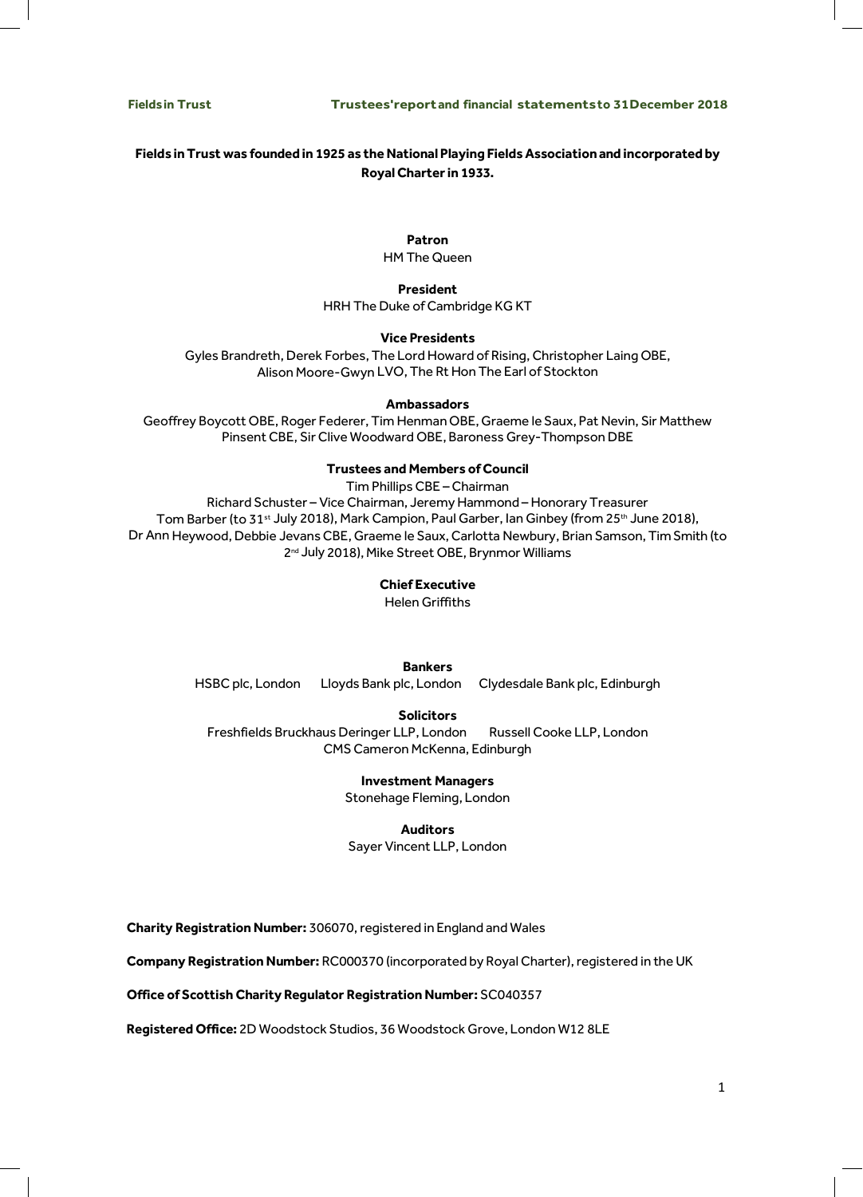**Fields in Trust was founded in 1925 as the National Playing Fields Association and incorporated by Royal Charter in 1933.**

**Patron**
HM The Queen

**President**
HRH The Duke of Cambridge KG KT

**Vice Presidents**
Gyles Brandreth, Derek Forbes, The Lord Howard of Rising, Christopher Laing OBE, Alison Moore-Gwyn LVO, The Rt Hon The Earl of Stockton

**Ambassadors**
Geoffrey Boycott OBE, Roger Federer, Tim Henman OBE, Graeme le Saux, Pat Nevin, Sir Matthew Pinsent CBE, Sir Clive Woodward OBE, Baroness Grey-Thompson DBE

**Trustees and Members of Council**
Tim Phillips CBE – Chairman
Richard Schuster – Vice Chairman, Jeremy Hammond – Honorary Treasurer
Tom Barber (to 31st July 2018), Mark Campion, Paul Garber, Ian Ginbey (from 25th June 2018), Dr Ann Heywood, Debbie Jevans CBE, Graeme le Saux, Carlotta Newbury, Brian Samson, Tim Smith (to 2nd July 2018), Mike Street OBE, Brynmor Williams

**Chief Executive**
Helen Griffiths

**Bankers**
HSBC plc, London    Lloyds Bank plc, London    Clydesdale Bank plc, Edinburgh

**Solicitors**
Freshfields Bruckhaus Deringer LLP, London    Russell Cooke LLP, London
CMS Cameron McKenna, Edinburgh

**Investment Managers**
Stonehage Fleming, London

**Auditors**
Sayer Vincent LLP, London

**Charity Registration Number:** 306070, registered in England and Wales

**Company Registration Number:** RC000370 (incorporated by Royal Charter), registered in the UK

**Office of Scottish Charity Regulator Registration Number:** SC040357

**Registered Office:** 2D Woodstock Studios, 36 Woodstock Grove, London W12 8LE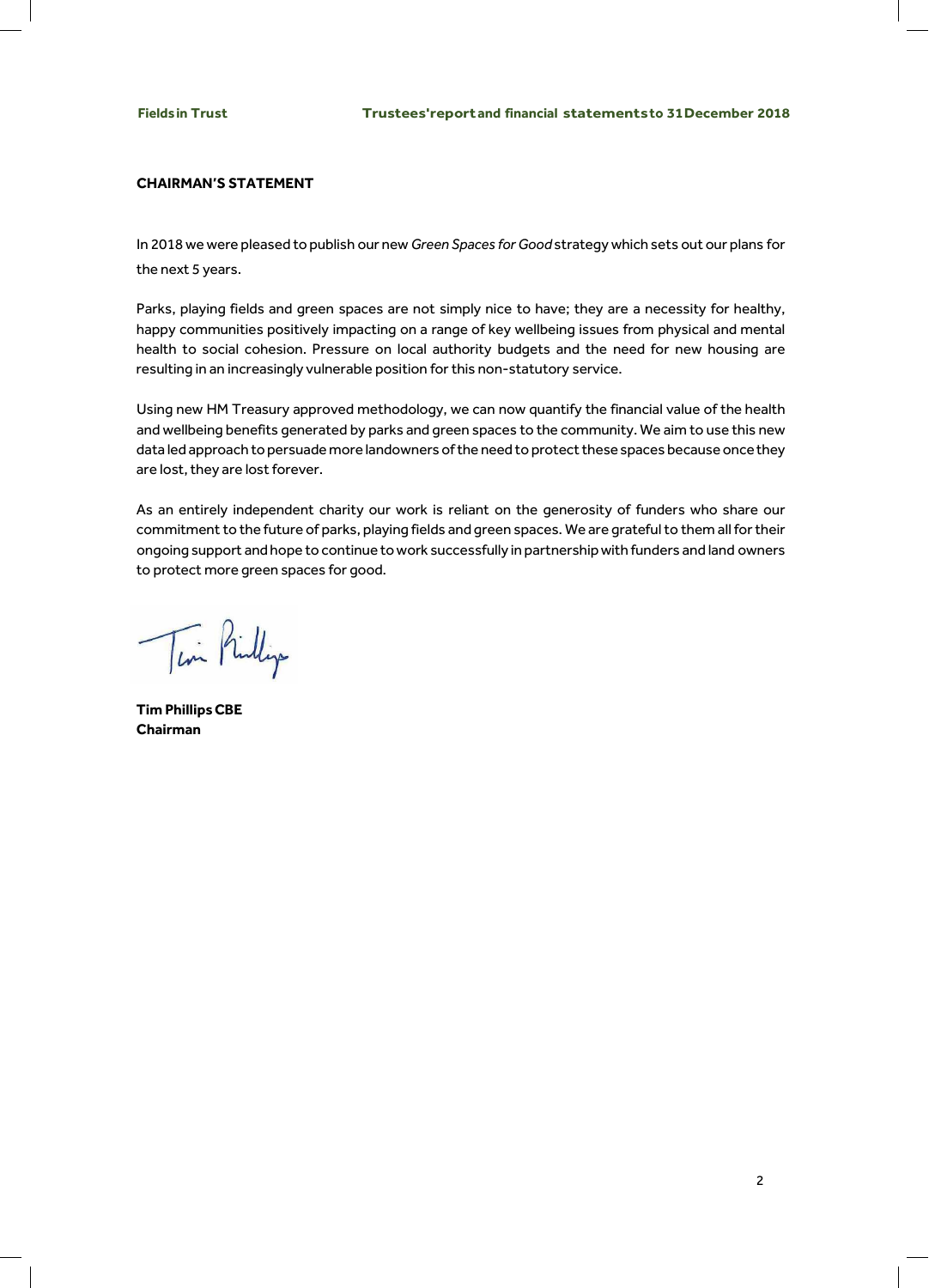## CHAIRMAN'S STATEMENT

In 2018 we were pleased to publish our new *Green Spaces for Good* strategy which sets out our plans for the next 5 years.

Parks, playing fields and green spaces are not simply nice to have; they are a necessity for healthy, happy communities positively impacting on a range of key wellbeing issues from physical and mental health to social cohesion. Pressure on local authority budgets and the need for new housing are resulting in an increasingly vulnerable position for this non-statutory service.

Using new HM Treasury approved methodology, we can now quantify the financial value of the health and wellbeing benefits generated by parks and green spaces to the community. We aim to use this new data led approach to persuade more landowners of the need to protect these spaces because once they are lost, they are lost forever.

As an entirely independent charity our work is reliant on the generosity of funders who share our commitment to the future of parks, playing fields and green spaces. We are grateful to them all for their ongoing support and hope to continue to work successfully in partnership with funders and land owners to protect more green spaces for good.

**Tim Phillips CBE**
**Chairman**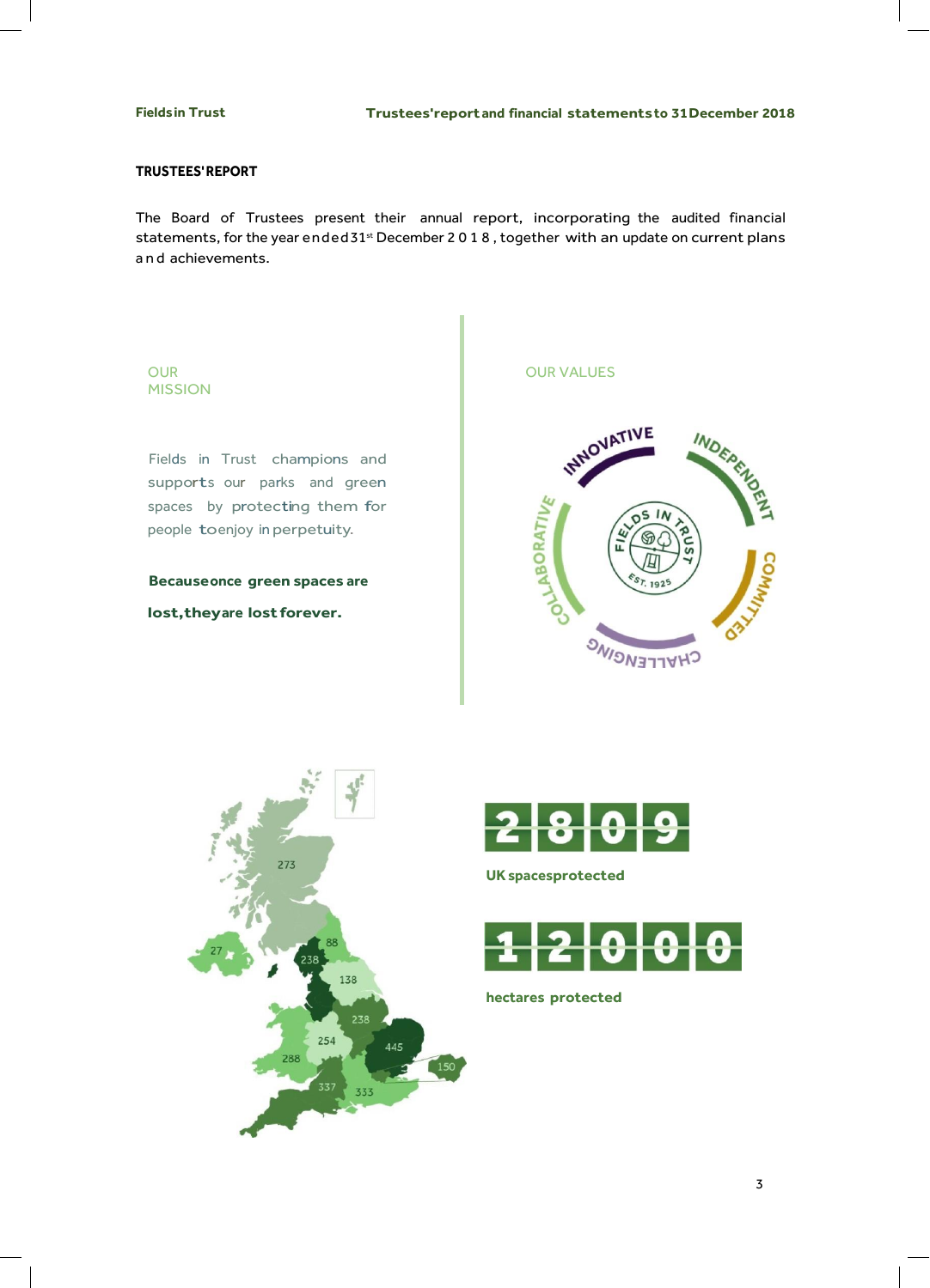## TRUSTEES' REPORT

The Board of Trustees present their annual report, incorporating the audited financial statements, for the year ended 31st December 2018, together with an update on current plans and achievements.

### OUR MISSION

Fields in Trust champions and supports our parks and green spaces by protecting them for people to enjoy in perpetuity.

**Because once green spaces are lost, they are lost forever.**

### OUR VALUES

INNOVATIVE
INDEPENDENT
COMMITTED
CHALLENGING
COLLABORATIVE

**2809**

**UK spaces protected**

**12000**

**hectares protected**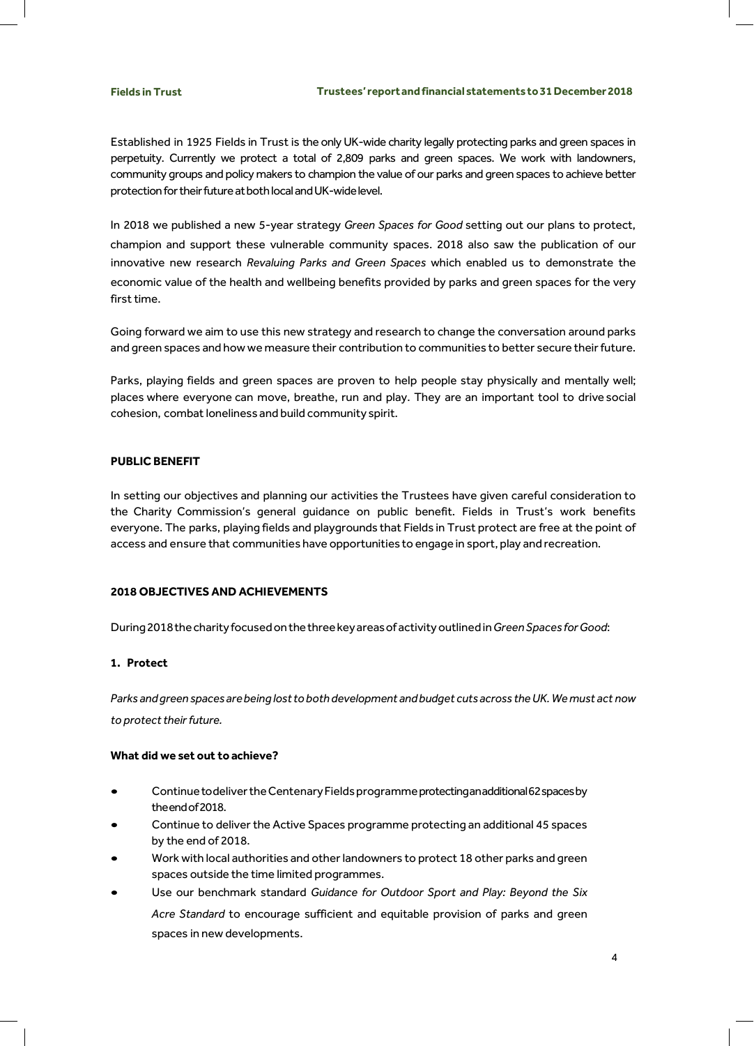Established in 1925 Fields in Trust is the only UK-wide charity legally protecting parks and green spaces in perpetuity. Currently we protect a total of 2,809 parks and green spaces. We work with landowners, community groups and policy makers to champion the value of our parks and green spaces to achieve better protection for their future at both local and UK-wide level.

In 2018 we published a new 5-year strategy *Green Spaces for Good* setting out our plans to protect, champion and support these vulnerable community spaces. 2018 also saw the publication of our innovative new research *Revaluing Parks and Green Spaces* which enabled us to demonstrate the economic value of the health and wellbeing benefits provided by parks and green spaces for the very first time.

Going forward we aim to use this new strategy and research to change the conversation around parks and green spaces and how we measure their contribution to communities to better secure their future.

Parks, playing fields and green spaces are proven to help people stay physically and mentally well; places where everyone can move, breathe, run and play. They are an important tool to drive social cohesion, combat loneliness and build community spirit.

## PUBLIC BENEFIT

In setting our objectives and planning our activities the Trustees have given careful consideration to the Charity Commission's general guidance on public benefit. Fields in Trust's work benefits everyone. The parks, playing fields and playgrounds that Fields in Trust protect are free at the point of access and ensure that communities have opportunities to engage in sport, play and recreation.

## 2018 OBJECTIVES AND ACHIEVEMENTS

During 2018 the charity focused on the three key areas of activity outlined in *Green Spaces for Good*:

### 1. Protect

*Parks and green spaces are being lost to both development and budget cuts across the UK. We must act now to protect their future.*

**What did we set out to achieve?**

- Continue to deliver the Centenary Fields programme protecting an additional 62 spaces by the end of 2018.
- Continue to deliver the Active Spaces programme protecting an additional 45 spaces by the end of 2018.
- Work with local authorities and other landowners to protect 18 other parks and green spaces outside the time limited programmes.
- Use our benchmark standard *Guidance for Outdoor Sport and Play: Beyond the Six Acre Standard* to encourage sufficient and equitable provision of parks and green spaces in new developments.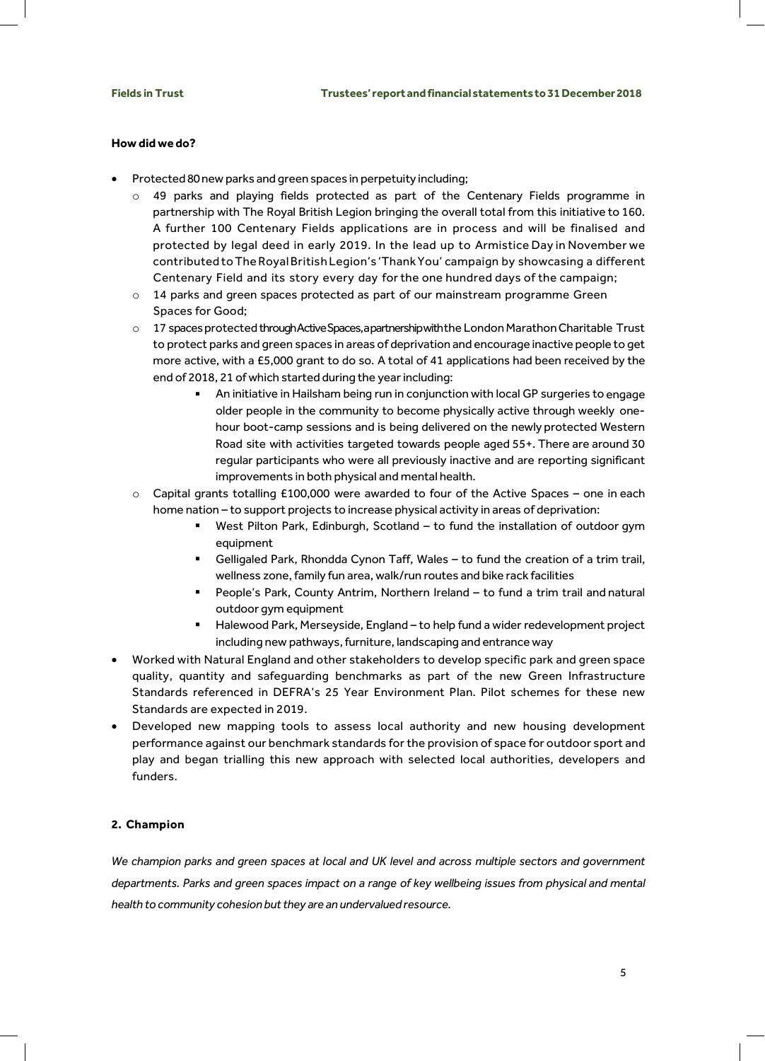**How did we do?**

- Protected 80 new parks and green spaces in perpetuity including;
  - 49 parks and playing fields protected as part of the Centenary Fields programme in partnership with The Royal British Legion bringing the overall total from this initiative to 160. A further 100 Centenary Fields applications are in process and will be finalised and protected by legal deed in early 2019. In the lead up to Armistice Day in November we contributed to The Royal British Legion's 'Thank You' campaign by showcasing a different Centenary Field and its story every day for the one hundred days of the campaign;
  - 14 parks and green spaces protected as part of our mainstream programme Green Spaces for Good;
  - 17 spaces protected through Active Spaces, a partnership with the London Marathon Charitable Trust to protect parks and green spaces in areas of deprivation and encourage inactive people to get more active, with a £5,000 grant to do so. A total of 41 applications had been received by the end of 2018, 21 of which started during the year including:
    - An initiative in Hailsham being run in conjunction with local GP surgeries to engage older people in the community to become physically active through weekly one-hour boot-camp sessions and is being delivered on the newly protected Western Road site with activities targeted towards people aged 55+. There are around 30 regular participants who were all previously inactive and are reporting significant improvements in both physical and mental health.
  - Capital grants totalling £100,000 were awarded to four of the Active Spaces – one in each home nation – to support projects to increase physical activity in areas of deprivation:
    - West Pilton Park, Edinburgh, Scotland – to fund the installation of outdoor gym equipment
    - Gelligaled Park, Rhondda Cynon Taff, Wales – to fund the creation of a trim trail, wellness zone, family fun area, walk/run routes and bike rack facilities
    - People's Park, County Antrim, Northern Ireland – to fund a trim trail and natural outdoor gym equipment
    - Halewood Park, Merseyside, England – to help fund a wider redevelopment project including new pathways, furniture, landscaping and entrance way
- Worked with Natural England and other stakeholders to develop specific park and green space quality, quantity and safeguarding benchmarks as part of the new Green Infrastructure Standards referenced in DEFRA's 25 Year Environment Plan. Pilot schemes for these new Standards are expected in 2019.
- Developed new mapping tools to assess local authority and new housing development performance against our benchmark standards for the provision of space for outdoor sport and play and began trialling this new approach with selected local authorities, developers and funders.

**2. Champion**

*We champion parks and green spaces at local and UK level and across multiple sectors and government departments. Parks and green spaces impact on a range of key wellbeing issues from physical and mental health to community cohesion but they are an undervalued resource.*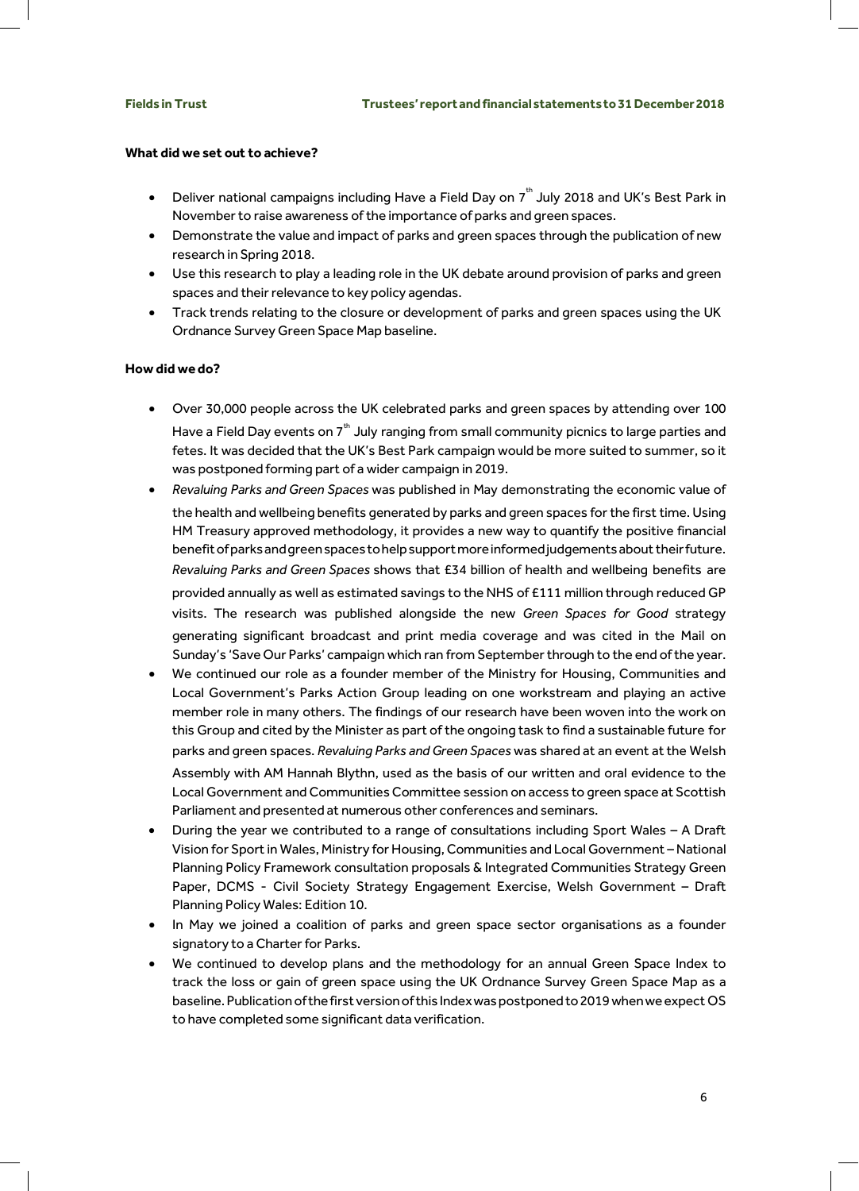**What did we set out to achieve?**

- Deliver national campaigns including Have a Field Day on 7th July 2018 and UK's Best Park in November to raise awareness of the importance of parks and green spaces.
- Demonstrate the value and impact of parks and green spaces through the publication of new research in Spring 2018.
- Use this research to play a leading role in the UK debate around provision of parks and green spaces and their relevance to key policy agendas.
- Track trends relating to the closure or development of parks and green spaces using the UK Ordnance Survey Green Space Map baseline.

**How did we do?**

- Over 30,000 people across the UK celebrated parks and green spaces by attending over 100 Have a Field Day events on 7th July ranging from small community picnics to large parties and fetes. It was decided that the UK's Best Park campaign would be more suited to summer, so it was postponed forming part of a wider campaign in 2019.
- *Revaluing Parks and Green Spaces* was published in May demonstrating the economic value of the health and wellbeing benefits generated by parks and green spaces for the first time. Using HM Treasury approved methodology, it provides a new way to quantify the positive financial benefit of parks and green spaces to help support more informed judgements about their future. *Revaluing Parks and Green Spaces* shows that £34 billion of health and wellbeing benefits are provided annually as well as estimated savings to the NHS of £111 million through reduced GP visits. The research was published alongside the new *Green Spaces for Good* strategy generating significant broadcast and print media coverage and was cited in the Mail on Sunday's 'Save Our Parks' campaign which ran from September through to the end of the year.
- We continued our role as a founder member of the Ministry for Housing, Communities and Local Government's Parks Action Group leading on one workstream and playing an active member role in many others. The findings of our research have been woven into the work on this Group and cited by the Minister as part of the ongoing task to find a sustainable future for parks and green spaces. *Revaluing Parks and Green Spaces* was shared at an event at the Welsh Assembly with AM Hannah Blythn, used as the basis of our written and oral evidence to the Local Government and Communities Committee session on access to green space at Scottish Parliament and presented at numerous other conferences and seminars.
- During the year we contributed to a range of consultations including Sport Wales – A Draft Vision for Sport in Wales, Ministry for Housing, Communities and Local Government – National Planning Policy Framework consultation proposals & Integrated Communities Strategy Green Paper, DCMS - Civil Society Strategy Engagement Exercise, Welsh Government – Draft Planning Policy Wales: Edition 10.
- In May we joined a coalition of parks and green space sector organisations as a founder signatory to a Charter for Parks.
- We continued to develop plans and the methodology for an annual Green Space Index to track the loss or gain of green space using the UK Ordnance Survey Green Space Map as a baseline. Publication of the first version of this Index was postponed to 2019 when we expect OS to have completed some significant data verification.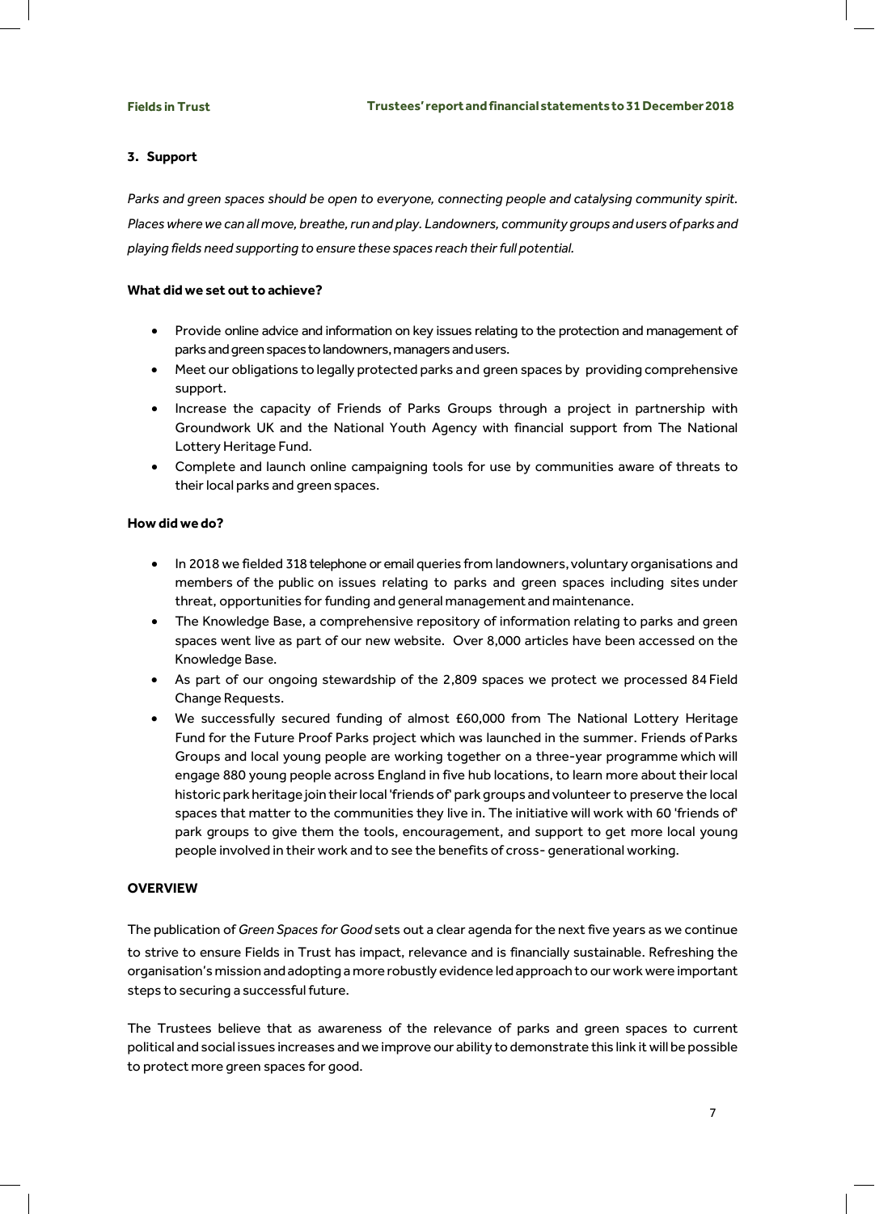## 3. Support

*Parks and green spaces should be open to everyone, connecting people and catalysing community spirit. Places where we can all move, breathe, run and play. Landowners, community groups and users of parks and playing fields need supporting to ensure these spaces reach their full potential.*

**What did we set out to achieve?**

- Provide online advice and information on key issues relating to the protection and management of parks and green spaces to landowners, managers and users.
- Meet our obligations to legally protected parks and green spaces by providing comprehensive support.
- Increase the capacity of Friends of Parks Groups through a project in partnership with Groundwork UK and the National Youth Agency with financial support from The National Lottery Heritage Fund.
- Complete and launch online campaigning tools for use by communities aware of threats to their local parks and green spaces.

**How did we do?**

- In 2018 we fielded 318 telephone or email queries from landowners, voluntary organisations and members of the public on issues relating to parks and green spaces including sites under threat, opportunities for funding and general management and maintenance.
- The Knowledge Base, a comprehensive repository of information relating to parks and green spaces went live as part of our new website. Over 8,000 articles have been accessed on the Knowledge Base.
- As part of our ongoing stewardship of the 2,809 spaces we protect we processed 84 Field Change Requests.
- We successfully secured funding of almost £60,000 from The National Lottery Heritage Fund for the Future Proof Parks project which was launched in the summer. Friends of Parks Groups and local young people are working together on a three-year programme which will engage 880 young people across England in five hub locations, to learn more about their local historic park heritage join their local 'friends of' park groups and volunteer to preserve the local spaces that matter to the communities they live in. The initiative will work with 60 'friends of' park groups to give them the tools, encouragement, and support to get more local young people involved in their work and to see the benefits of cross- generational working.

**OVERVIEW**

The publication of *Green Spaces for Good* sets out a clear agenda for the next five years as we continue to strive to ensure Fields in Trust has impact, relevance and is financially sustainable. Refreshing the organisation's mission and adopting a more robustly evidence led approach to our work were important steps to securing a successful future.

The Trustees believe that as awareness of the relevance of parks and green spaces to current political and social issues increases and we improve our ability to demonstrate this link it will be possible to protect more green spaces for good.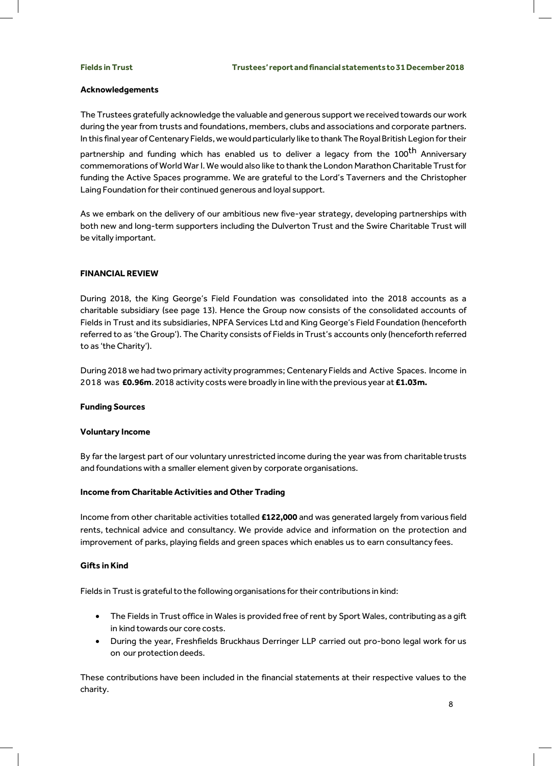## Acknowledgements

The Trustees gratefully acknowledge the valuable and generous support we received towards our work during the year from trusts and foundations, members, clubs and associations and corporate partners. In this final year of Centenary Fields, we would particularly like to thank The Royal British Legion for their partnership and funding which has enabled us to deliver a legacy from the 100$^{th}$ Anniversary commemorations of World War I. We would also like to thank the London Marathon Charitable Trust for funding the Active Spaces programme. We are grateful to the Lord's Taverners and the Christopher Laing Foundation for their continued generous and loyal support.

As we embark on the delivery of our ambitious new five-year strategy, developing partnerships with both new and long-term supporters including the Dulverton Trust and the Swire Charitable Trust will be vitally important.

## FINANCIAL REVIEW

During 2018, the King George's Field Foundation was consolidated into the 2018 accounts as a charitable subsidiary (see page 13). Hence the Group now consists of the consolidated accounts of Fields in Trust and its subsidiaries, NPFA Services Ltd and King George's Field Foundation (henceforth referred to as 'the Group'). The Charity consists of Fields in Trust's accounts only (henceforth referred to as 'the Charity').

During 2018 we had two primary activity programmes; Centenary Fields and Active Spaces. Income in 2018 was **£0.96m**. 2018 activity costs were broadly in line with the previous year at **£1.03m.**

### Funding Sources

### Voluntary Income

By far the largest part of our voluntary unrestricted income during the year was from charitable trusts and foundations with a smaller element given by corporate organisations.

### Income from Charitable Activities and Other Trading

Income from other charitable activities totalled **£122,000** and was generated largely from various field rents, technical advice and consultancy. We provide advice and information on the protection and improvement of parks, playing fields and green spaces which enables us to earn consultancy fees.

### Gifts in Kind

Fields in Trust is grateful to the following organisations for their contributions in kind:

- The Fields in Trust office in Wales is provided free of rent by Sport Wales, contributing as a gift in kind towards our core costs.
- During the year, Freshfields Bruckhaus Derringer LLP carried out pro-bono legal work for us on our protection deeds.

These contributions have been included in the financial statements at their respective values to the charity.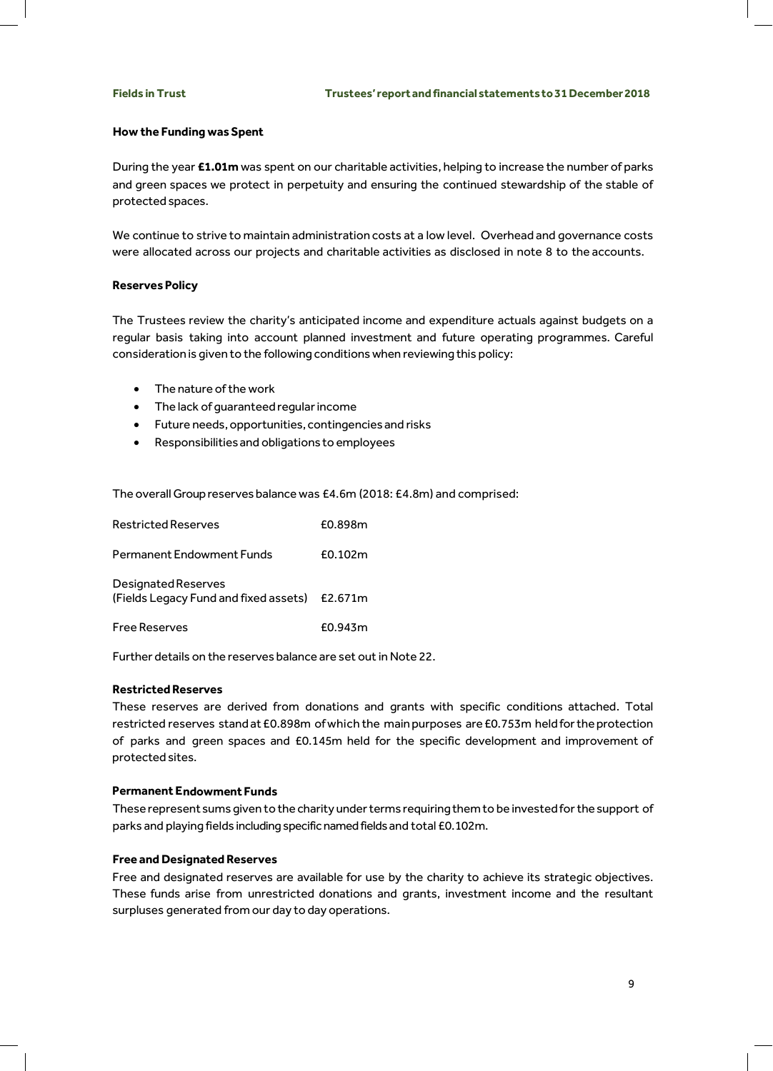## How the Funding was Spent

During the year **£1.01m** was spent on our charitable activities, helping to increase the number of parks and green spaces we protect in perpetuity and ensuring the continued stewardship of the stable of protected spaces.

We continue to strive to maintain administration costs at a low level. Overhead and governance costs were allocated across our projects and charitable activities as disclosed in note 8 to the accounts.

## Reserves Policy

The Trustees review the charity's anticipated income and expenditure actuals against budgets on a regular basis taking into account planned investment and future operating programmes. Careful consideration is given to the following conditions when reviewing this policy:

- The nature of the work
- The lack of guaranteed regular income
- Future needs, opportunities, contingencies and risks
- Responsibilities and obligations to employees

The overall Group reserves balance was £4.6m (2018: £4.8m) and comprised:

| | |
|---|---|
| Restricted Reserves | £0.898m |
| Permanent Endowment Funds | £0.102m |
| Designated Reserves (Fields Legacy Fund and fixed assets) | £2.671m |
| Free Reserves | £0.943m |

Further details on the reserves balance are set out in Note 22.

### Restricted Reserves

These reserves are derived from donations and grants with specific conditions attached. Total restricted reserves stand at £0.898m of which the main purposes are £0.753m held for the protection of parks and green spaces and £0.145m held for the specific development and improvement of protected sites.

### Permanent Endowment Funds

These represent sums given to the charity under terms requiring them to be invested for the support of parks and playing fields including specific named fields and total £0.102m.

### Free and Designated Reserves

Free and designated reserves are available for use by the charity to achieve its strategic objectives. These funds arise from unrestricted donations and grants, investment income and the resultant surpluses generated from our day to day operations.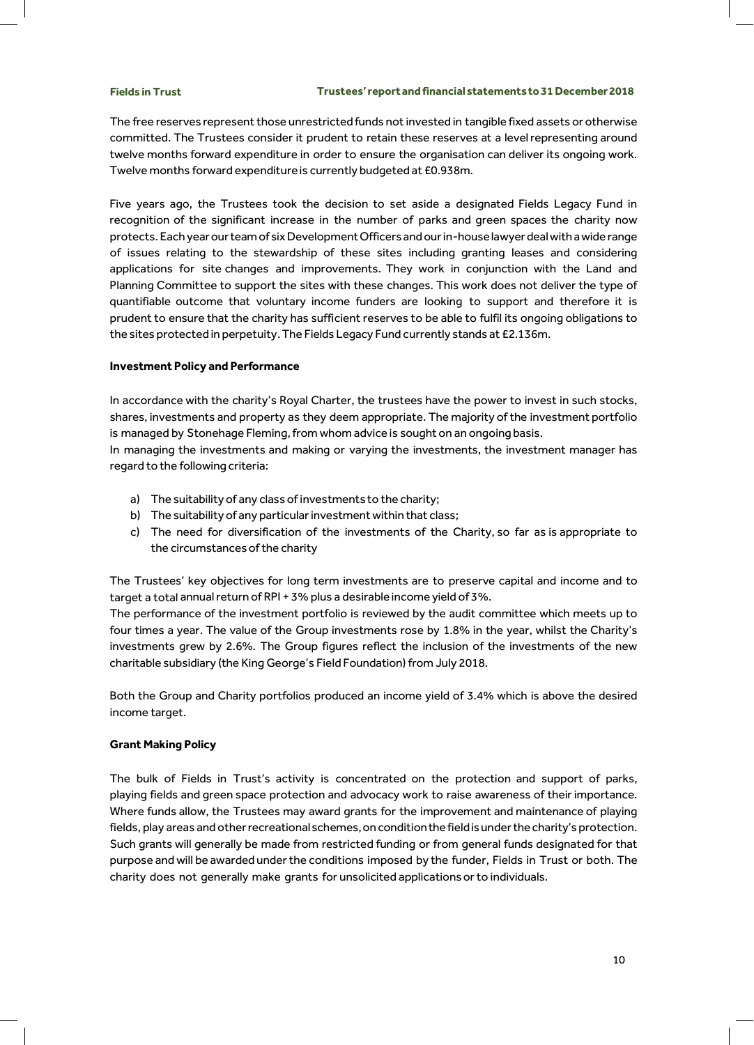The free reserves represent those unrestricted funds not invested in tangible fixed assets or otherwise committed. The Trustees consider it prudent to retain these reserves at a level representing around twelve months forward expenditure in order to ensure the organisation can deliver its ongoing work. Twelve months forward expenditure is currently budgeted at £0.938m.

Five years ago, the Trustees took the decision to set aside a designated Fields Legacy Fund in recognition of the significant increase in the number of parks and green spaces the charity now protects. Each year our team of six Development Officers and our in-house lawyer deal with a wide range of issues relating to the stewardship of these sites including granting leases and considering applications for site changes and improvements. They work in conjunction with the Land and Planning Committee to support the sites with these changes. This work does not deliver the type of quantifiable outcome that voluntary income funders are looking to support and therefore it is prudent to ensure that the charity has sufficient reserves to be able to fulfil its ongoing obligations to the sites protected in perpetuity. The Fields Legacy Fund currently stands at £2.136m.

**Investment Policy and Performance**

In accordance with the charity's Royal Charter, the trustees have the power to invest in such stocks, shares, investments and property as they deem appropriate. The majority of the investment portfolio is managed by Stonehage Fleming, from whom advice is sought on an ongoing basis.
In managing the investments and making or varying the investments, the investment manager has regard to the following criteria:

a) The suitability of any class of investments to the charity;
b) The suitability of any particular investment within that class;
c) The need for diversification of the investments of the Charity, so far as is appropriate to the circumstances of the charity

The Trustees' key objectives for long term investments are to preserve capital and income and to target a total annual return of RPI + 3% plus a desirable income yield of 3%.
The performance of the investment portfolio is reviewed by the audit committee which meets up to four times a year. The value of the Group investments rose by 1.8% in the year, whilst the Charity's investments grew by 2.6%. The Group figures reflect the inclusion of the investments of the new charitable subsidiary (the King George's Field Foundation) from July 2018.

Both the Group and Charity portfolios produced an income yield of 3.4% which is above the desired income target.

**Grant Making Policy**

The bulk of Fields in Trust's activity is concentrated on the protection and support of parks, playing fields and green space protection and advocacy work to raise awareness of their importance. Where funds allow, the Trustees may award grants for the improvement and maintenance of playing fields, play areas and other recreational schemes, on condition the field is under the charity's protection. Such grants will generally be made from restricted funding or from general funds designated for that purpose and will be awarded under the conditions imposed by the funder, Fields in Trust or both. The charity does not generally make grants for unsolicited applications or to individuals.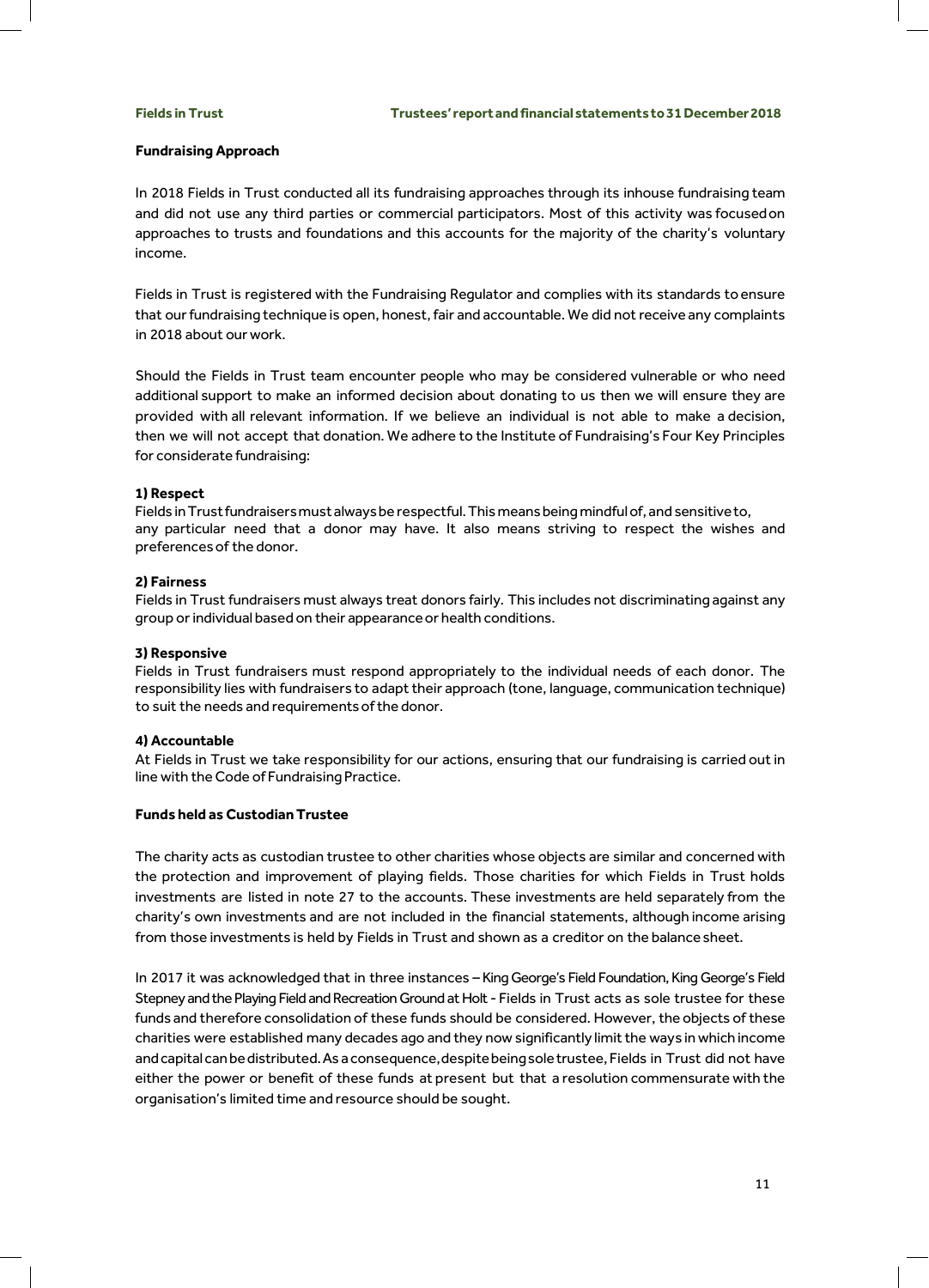## Fundraising Approach

In 2018 Fields in Trust conducted all its fundraising approaches through its inhouse fundraising team and did not use any third parties or commercial participators. Most of this activity was focused on approaches to trusts and foundations and this accounts for the majority of the charity's voluntary income.

Fields in Trust is registered with the Fundraising Regulator and complies with its standards to ensure that our fundraising technique is open, honest, fair and accountable. We did not receive any complaints in 2018 about our work.

Should the Fields in Trust team encounter people who may be considered vulnerable or who need additional support to make an informed decision about donating to us then we will ensure they are provided with all relevant information. If we believe an individual is not able to make a decision, then we will not accept that donation. We adhere to the Institute of Fundraising's Four Key Principles for considerate fundraising:

**1) Respect**
Fields in Trust fundraisers must always be respectful. This means being mindful of, and sensitive to, any particular need that a donor may have. It also means striving to respect the wishes and preferences of the donor.

**2) Fairness**
Fields in Trust fundraisers must always treat donors fairly. This includes not discriminating against any group or individual based on their appearance or health conditions.

**3) Responsive**
Fields in Trust fundraisers must respond appropriately to the individual needs of each donor. The responsibility lies with fundraisers to adapt their approach (tone, language, communication technique) to suit the needs and requirements of the donor.

**4) Accountable**
At Fields in Trust we take responsibility for our actions, ensuring that our fundraising is carried out in line with the Code of Fundraising Practice.

## Funds held as Custodian Trustee

The charity acts as custodian trustee to other charities whose objects are similar and concerned with the protection and improvement of playing fields. Those charities for which Fields in Trust holds investments are listed in note 27 to the accounts. These investments are held separately from the charity's own investments and are not included in the financial statements, although income arising from those investments is held by Fields in Trust and shown as a creditor on the balance sheet.

In 2017 it was acknowledged that in three instances – King George's Field Foundation, King George's Field Stepney and the Playing Field and Recreation Ground at Holt - Fields in Trust acts as sole trustee for these funds and therefore consolidation of these funds should be considered. However, the objects of these charities were established many decades ago and they now significantly limit the ways in which income and capital can be distributed. As a consequence, despite being sole trustee, Fields in Trust did not have either the power or benefit of these funds at present but that a resolution commensurate with the organisation's limited time and resource should be sought.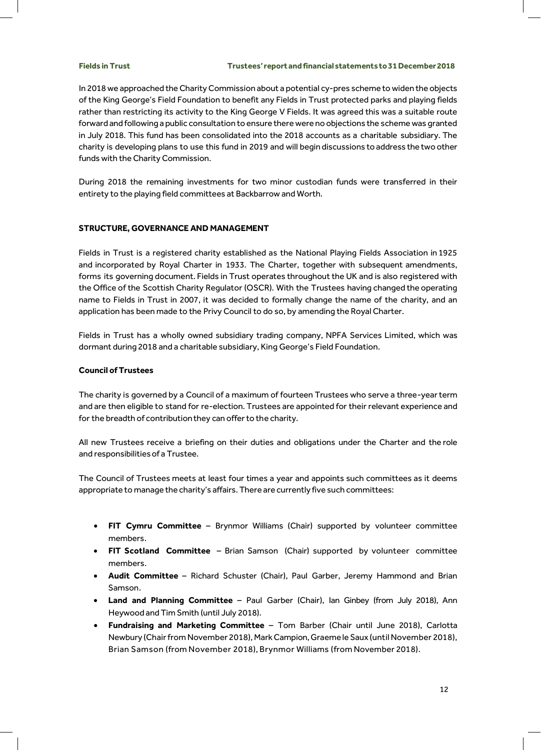In 2018 we approached the Charity Commission about a potential cy-pres scheme to widen the objects of the King George's Field Foundation to benefit any Fields in Trust protected parks and playing fields rather than restricting its activity to the King George V Fields. It was agreed this was a suitable route forward and following a public consultation to ensure there were no objections the scheme was granted in July 2018. This fund has been consolidated into the 2018 accounts as a charitable subsidiary. The charity is developing plans to use this fund in 2019 and will begin discussions to address the two other funds with the Charity Commission.

During 2018 the remaining investments for two minor custodian funds were transferred in their entirety to the playing field committees at Backbarrow and Worth.

## STRUCTURE, GOVERNANCE AND MANAGEMENT

Fields in Trust is a registered charity established as the National Playing Fields Association in 1925 and incorporated by Royal Charter in 1933. The Charter, together with subsequent amendments, forms its governing document. Fields in Trust operates throughout the UK and is also registered with the Office of the Scottish Charity Regulator (OSCR). With the Trustees having changed the operating name to Fields in Trust in 2007, it was decided to formally change the name of the charity, and an application has been made to the Privy Council to do so, by amending the Royal Charter.

Fields in Trust has a wholly owned subsidiary trading company, NPFA Services Limited, which was dormant during 2018 and a charitable subsidiary, King George's Field Foundation.

### Council of Trustees

The charity is governed by a Council of a maximum of fourteen Trustees who serve a three-year term and are then eligible to stand for re-election. Trustees are appointed for their relevant experience and for the breadth of contribution they can offer to the charity.

All new Trustees receive a briefing on their duties and obligations under the Charter and the role and responsibilities of a Trustee.

The Council of Trustees meets at least four times a year and appoints such committees as it deems appropriate to manage the charity's affairs. There are currently five such committees:

- **FIT Cymru Committee** – Brynmor Williams (Chair) supported by volunteer committee members.
- **FIT Scotland Committee** – Brian Samson (Chair) supported by volunteer committee members.
- **Audit Committee** – Richard Schuster (Chair), Paul Garber, Jeremy Hammond and Brian Samson.
- **Land and Planning Committee** – Paul Garber (Chair), Ian Ginbey (from July 2018), Ann Heywood and Tim Smith (until July 2018).
- **Fundraising and Marketing Committee** – Tom Barber (Chair until June 2018), Carlotta Newbury (Chair from November 2018), Mark Campion, Graeme le Saux (until November 2018), Brian Samson (from November 2018), Brynmor Williams (from November 2018).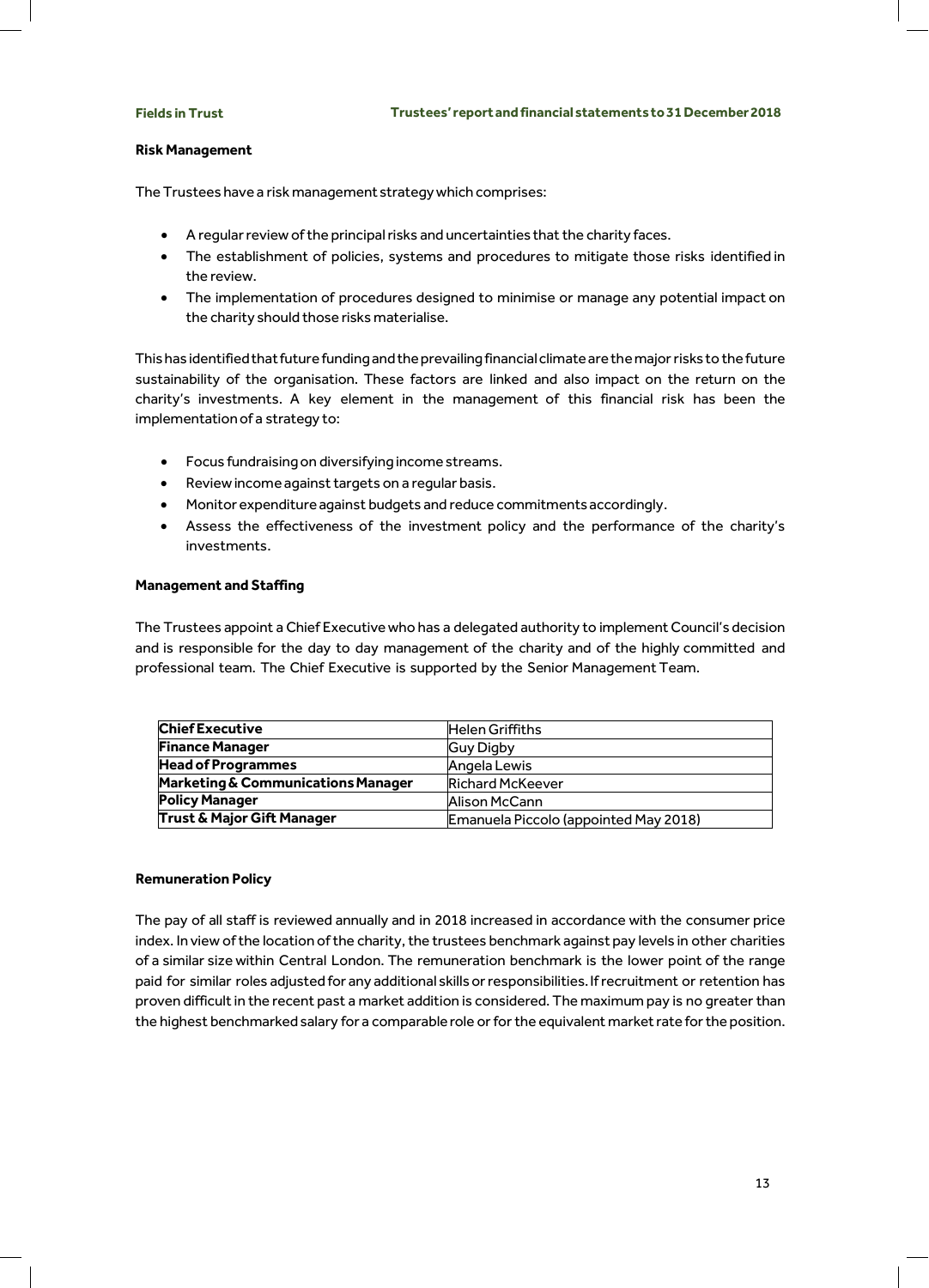## Risk Management

The Trustees have a risk management strategy which comprises:

- A regular review of the principal risks and uncertainties that the charity faces.
- The establishment of policies, systems and procedures to mitigate those risks identified in the review.
- The implementation of procedures designed to minimise or manage any potential impact on the charity should those risks materialise.

This has identified that future funding and the prevailing financial climate are the major risks to the future sustainability of the organisation. These factors are linked and also impact on the return on the charity's investments. A key element in the management of this financial risk has been the implementation of a strategy to:

- Focus fundraising on diversifying income streams.
- Review income against targets on a regular basis.
- Monitor expenditure against budgets and reduce commitments accordingly.
- Assess the effectiveness of the investment policy and the performance of the charity's investments.

## Management and Staffing

The Trustees appoint a Chief Executive who has a delegated authority to implement Council's decision and is responsible for the day to day management of the charity and of the highly committed and professional team. The Chief Executive is supported by the Senior Management Team.

| | |
|---|---|
| **Chief Executive** | Helen Griffiths |
| **Finance Manager** | Guy Digby |
| **Head of Programmes** | Angela Lewis |
| **Marketing & Communications Manager** | Richard McKeever |
| **Policy Manager** | Alison McCann |
| **Trust & Major Gift Manager** | Emanuela Piccolo (appointed May 2018) |

## Remuneration Policy

The pay of all staff is reviewed annually and in 2018 increased in accordance with the consumer price index. In view of the location of the charity, the trustees benchmark against pay levels in other charities of a similar size within Central London. The remuneration benchmark is the lower point of the range paid for similar roles adjusted for any additional skills or responsibilities. If recruitment or retention has proven difficult in the recent past a market addition is considered. The maximum pay is no greater than the highest benchmarked salary for a comparable role or for the equivalent market rate for the position.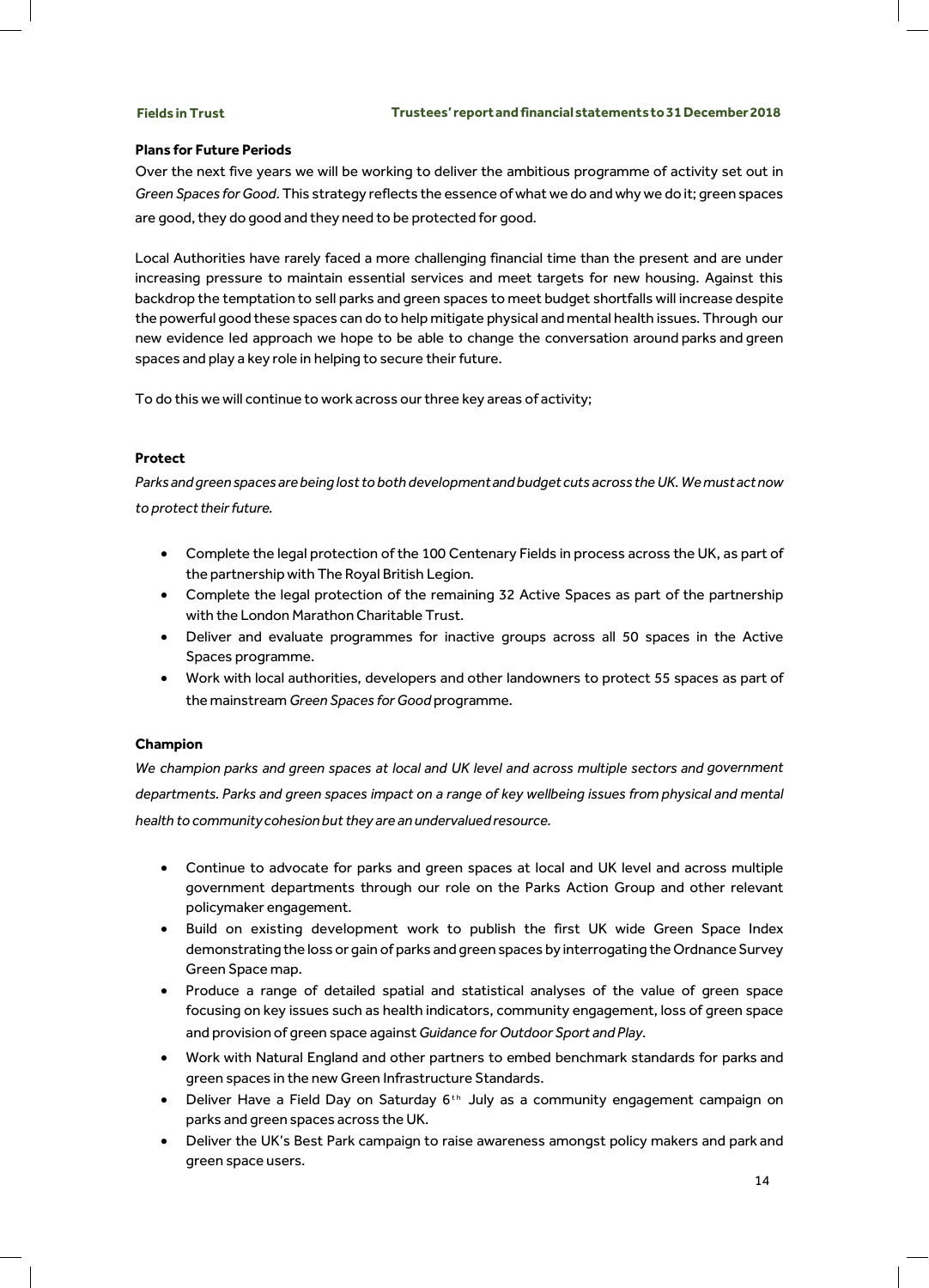## Plans for Future Periods

Over the next five years we will be working to deliver the ambitious programme of activity set out in *Green Spaces for Good*. This strategy reflects the essence of what we do and why we do it; green spaces are good, they do good and they need to be protected for good.

Local Authorities have rarely faced a more challenging financial time than the present and are under increasing pressure to maintain essential services and meet targets for new housing. Against this backdrop the temptation to sell parks and green spaces to meet budget shortfalls will increase despite the powerful good these spaces can do to help mitigate physical and mental health issues. Through our new evidence led approach we hope to be able to change the conversation around parks and green spaces and play a key role in helping to secure their future.

To do this we will continue to work across our three key areas of activity;

### Protect

*Parks and green spaces are being lost to both development and budget cuts across the UK. We must act now to protect their future.*

- Complete the legal protection of the 100 Centenary Fields in process across the UK, as part of the partnership with The Royal British Legion.
- Complete the legal protection of the remaining 32 Active Spaces as part of the partnership with the London Marathon Charitable Trust.
- Deliver and evaluate programmes for inactive groups across all 50 spaces in the Active Spaces programme.
- Work with local authorities, developers and other landowners to protect 55 spaces as part of the mainstream *Green Spaces for Good* programme.

### Champion

*We champion parks and green spaces at local and UK level and across multiple sectors and government departments. Parks and green spaces impact on a range of key wellbeing issues from physical and mental health to community cohesion but they are an undervalued resource.*

- Continue to advocate for parks and green spaces at local and UK level and across multiple government departments through our role on the Parks Action Group and other relevant policymaker engagement.
- Build on existing development work to publish the first UK wide Green Space Index demonstrating the loss or gain of parks and green spaces by interrogating the Ordnance Survey Green Space map.
- Produce a range of detailed spatial and statistical analyses of the value of green space focusing on key issues such as health indicators, community engagement, loss of green space and provision of green space against *Guidance for Outdoor Sport and Play*.
- Work with Natural England and other partners to embed benchmark standards for parks and green spaces in the new Green Infrastructure Standards.
- Deliver Have a Field Day on Saturday 6th July as a community engagement campaign on parks and green spaces across the UK.
- Deliver the UK's Best Park campaign to raise awareness amongst policy makers and park and green space users.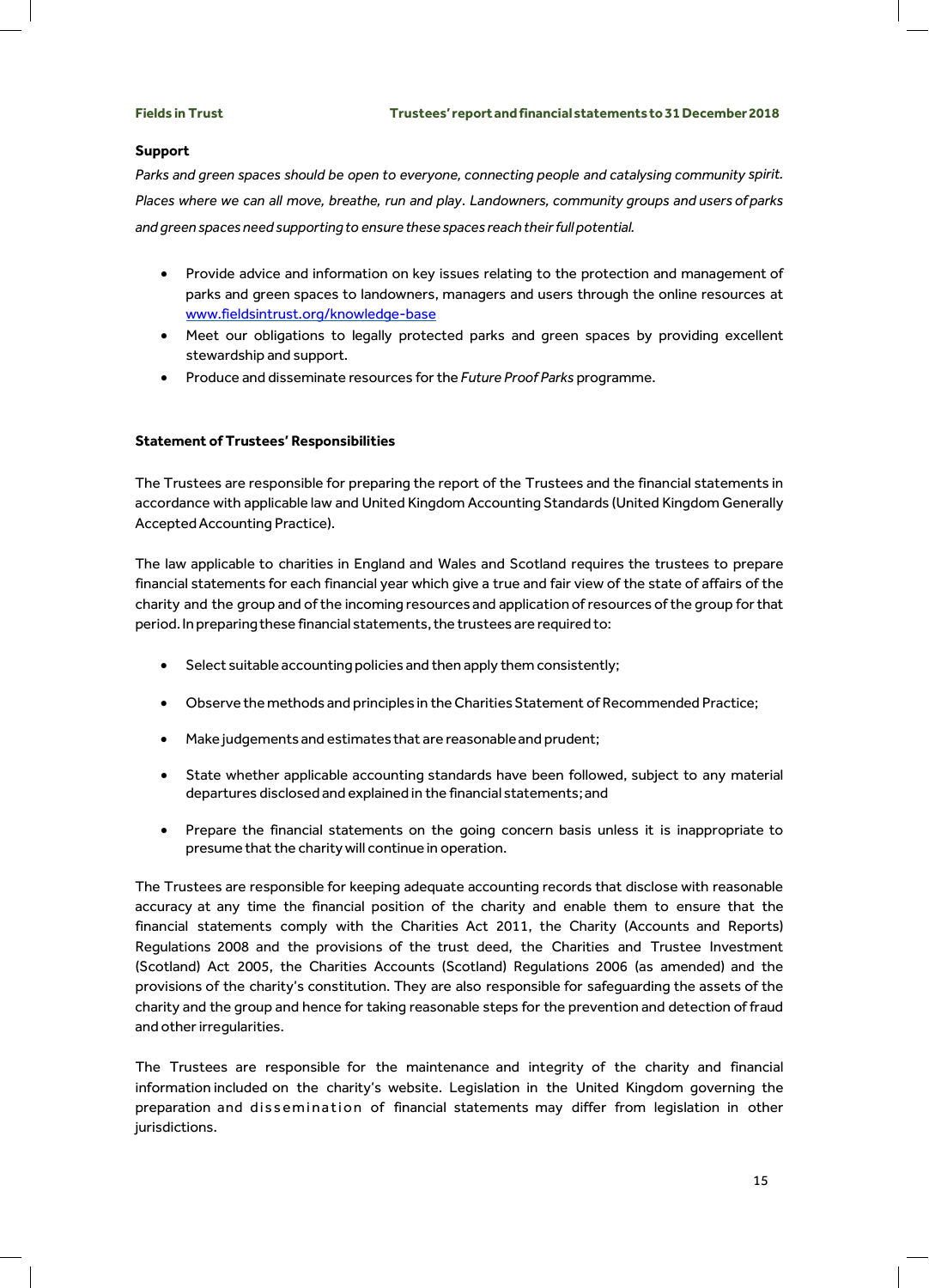### Support

*Parks and green spaces should be open to everyone, connecting people and catalysing community spirit. Places where we can all move, breathe, run and play. Landowners, community groups and users of parks and green spaces need supporting to ensure these spaces reach their full potential.*

- Provide advice and information on key issues relating to the protection and management of parks and green spaces to landowners, managers and users through the online resources at www.fieldsintrust.org/knowledge-base
- Meet our obligations to legally protected parks and green spaces by providing excellent stewardship and support.
- Produce and disseminate resources for the *Future Proof Parks* programme.

### Statement of Trustees' Responsibilities

The Trustees are responsible for preparing the report of the Trustees and the financial statements in accordance with applicable law and United Kingdom Accounting Standards (United Kingdom Generally Accepted Accounting Practice).

The law applicable to charities in England and Wales and Scotland requires the trustees to prepare financial statements for each financial year which give a true and fair view of the state of affairs of the charity and the group and of the incoming resources and application of resources of the group for that period. In preparing these financial statements, the trustees are required to:

- Select suitable accounting policies and then apply them consistently;
- Observe the methods and principles in the Charities Statement of Recommended Practice;
- Make judgements and estimates that are reasonable and prudent;
- State whether applicable accounting standards have been followed, subject to any material departures disclosed and explained in the financial statements; and
- Prepare the financial statements on the going concern basis unless it is inappropriate to presume that the charity will continue in operation.

The Trustees are responsible for keeping adequate accounting records that disclose with reasonable accuracy at any time the financial position of the charity and enable them to ensure that the financial statements comply with the Charities Act 2011, the Charity (Accounts and Reports) Regulations 2008 and the provisions of the trust deed, the Charities and Trustee Investment (Scotland) Act 2005, the Charities Accounts (Scotland) Regulations 2006 (as amended) and the provisions of the charity's constitution. They are also responsible for safeguarding the assets of the charity and the group and hence for taking reasonable steps for the prevention and detection of fraud and other irregularities.

The Trustees are responsible for the maintenance and integrity of the charity and financial information included on the charity's website. Legislation in the United Kingdom governing the preparation and dissemination of financial statements may differ from legislation in other jurisdictions.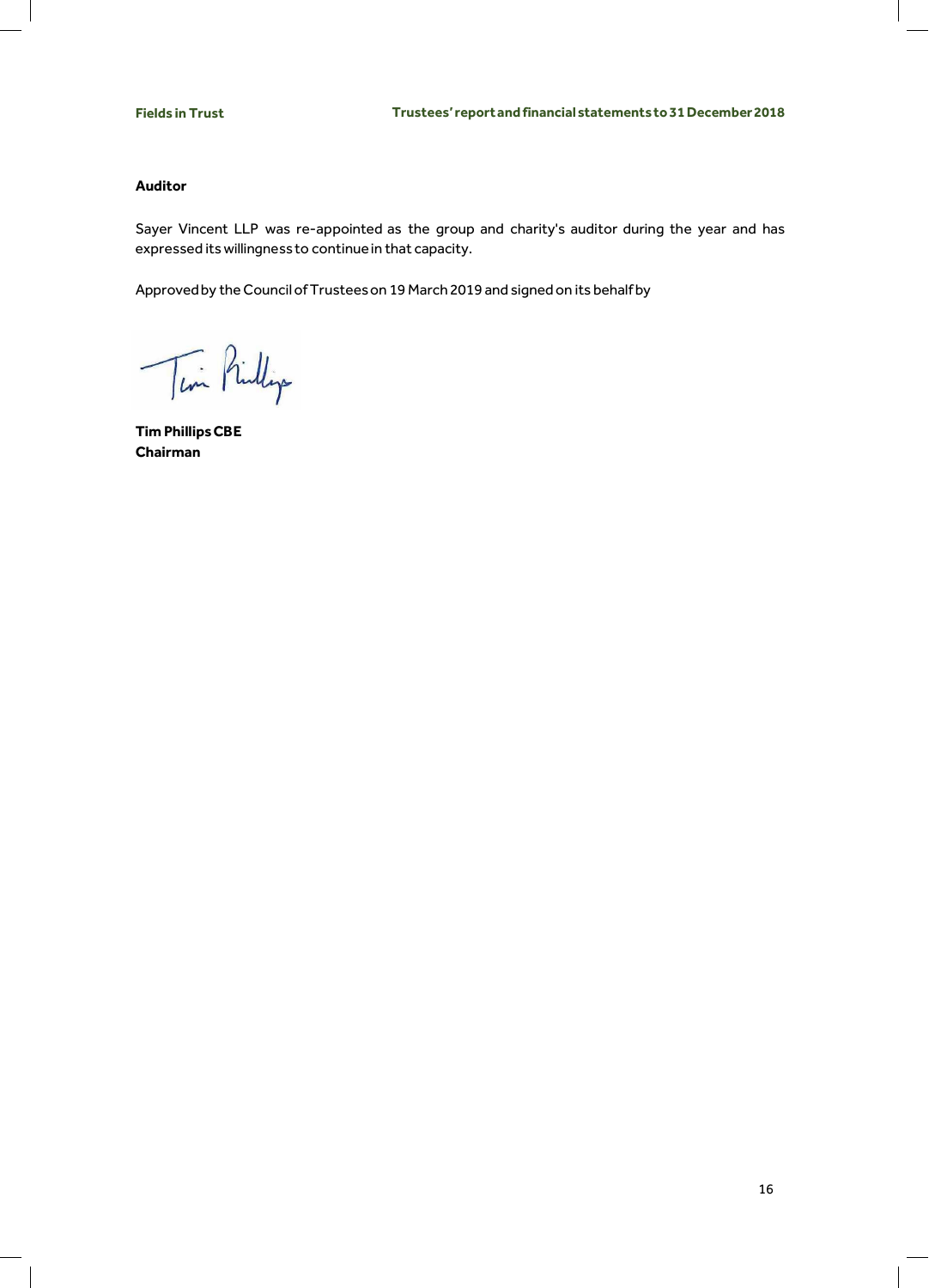**Auditor**

Sayer Vincent LLP was re-appointed as the group and charity's auditor during the year and has expressed its willingness to continue in that capacity.

Approved by the Council of Trustees on 19 March 2019 and signed on its behalf by

**Tim Phillips CBE**
**Chairman**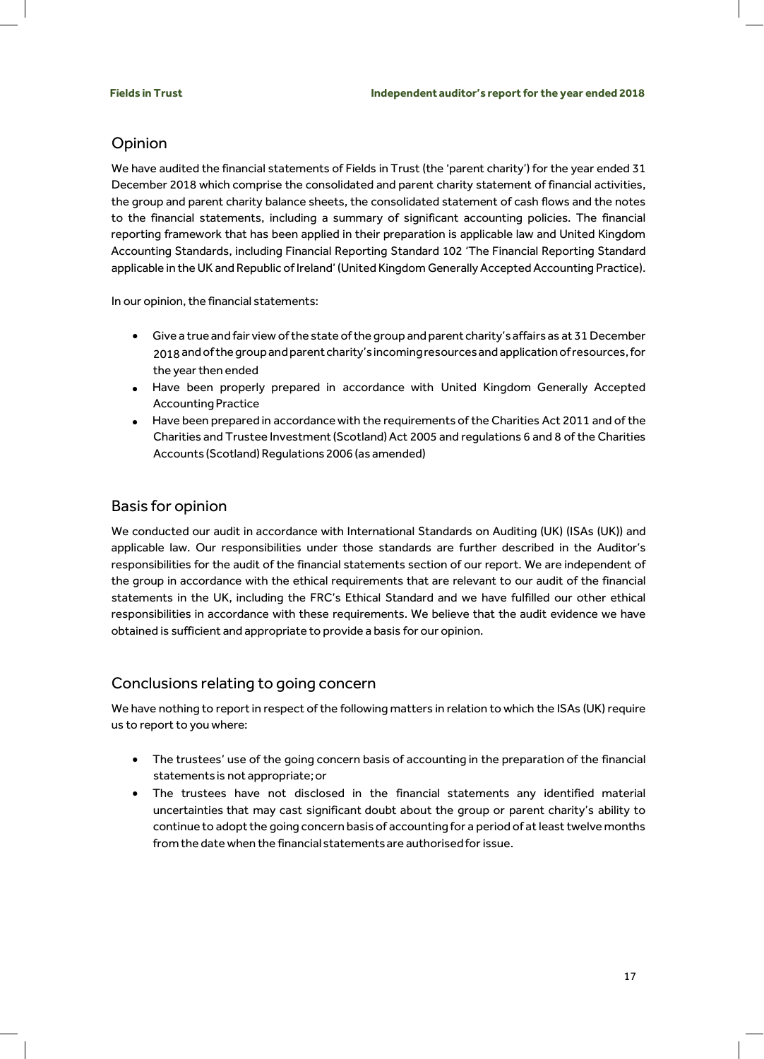## Opinion

We have audited the financial statements of Fields in Trust (the 'parent charity') for the year ended 31 December 2018 which comprise the consolidated and parent charity statement of financial activities, the group and parent charity balance sheets, the consolidated statement of cash flows and the notes to the financial statements, including a summary of significant accounting policies. The financial reporting framework that has been applied in their preparation is applicable law and United Kingdom Accounting Standards, including Financial Reporting Standard 102 'The Financial Reporting Standard applicable in the UK and Republic of Ireland' (United Kingdom Generally Accepted Accounting Practice).

In our opinion, the financial statements:

- Give a true and fair view of the state of the group and parent charity's affairs as at 31 December 2018 and of the group and parent charity's incoming resources and application of resources, for the year then ended
- Have been properly prepared in accordance with United Kingdom Generally Accepted Accounting Practice
- Have been prepared in accordance with the requirements of the Charities Act 2011 and of the Charities and Trustee Investment (Scotland) Act 2005 and regulations 6 and 8 of the Charities Accounts (Scotland) Regulations 2006 (as amended)

## Basis for opinion

We conducted our audit in accordance with International Standards on Auditing (UK) (ISAs (UK)) and applicable law. Our responsibilities under those standards are further described in the Auditor's responsibilities for the audit of the financial statements section of our report. We are independent of the group in accordance with the ethical requirements that are relevant to our audit of the financial statements in the UK, including the FRC's Ethical Standard and we have fulfilled our other ethical responsibilities in accordance with these requirements. We believe that the audit evidence we have obtained is sufficient and appropriate to provide a basis for our opinion.

## Conclusions relating to going concern

We have nothing to report in respect of the following matters in relation to which the ISAs (UK) require us to report to you where:

- The trustees' use of the going concern basis of accounting in the preparation of the financial statements is not appropriate; or
- The trustees have not disclosed in the financial statements any identified material uncertainties that may cast significant doubt about the group or parent charity's ability to continue to adopt the going concern basis of accounting for a period of at least twelve months from the date when the financial statements are authorised for issue.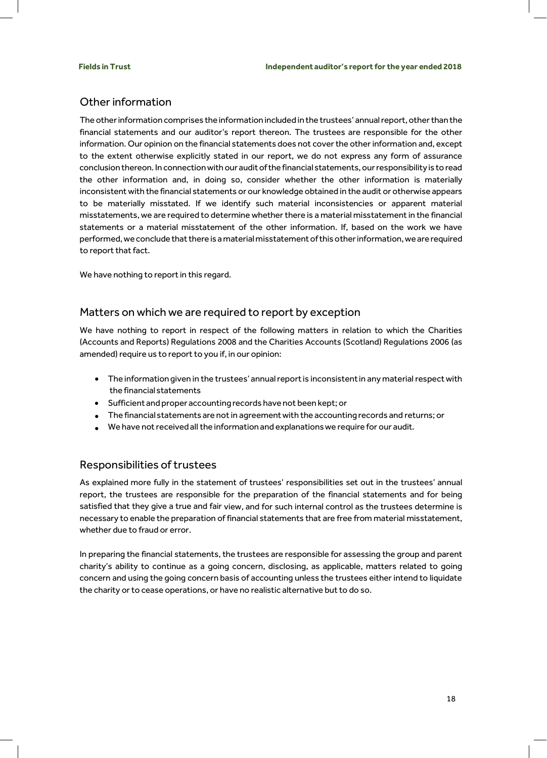## Other information

The other information comprises the information included in the trustees' annual report, other than the financial statements and our auditor's report thereon. The trustees are responsible for the other information. Our opinion on the financial statements does not cover the other information and, except to the extent otherwise explicitly stated in our report, we do not express any form of assurance conclusion thereon. In connection with our audit of the financial statements, our responsibility is to read the other information and, in doing so, consider whether the other information is materially inconsistent with the financial statements or our knowledge obtained in the audit or otherwise appears to be materially misstated. If we identify such material inconsistencies or apparent material misstatements, we are required to determine whether there is a material misstatement in the financial statements or a material misstatement of the other information. If, based on the work we have performed, we conclude that there is a material misstatement of this other information, we are required to report that fact.

We have nothing to report in this regard.

## Matters on which we are required to report by exception

We have nothing to report in respect of the following matters in relation to which the Charities (Accounts and Reports) Regulations 2008 and the Charities Accounts (Scotland) Regulations 2006 (as amended) require us to report to you if, in our opinion:

- The information given in the trustees' annual report is inconsistent in any material respect with the financial statements
- Sufficient and proper accounting records have not been kept; or
- The financial statements are not in agreement with the accounting records and returns; or
- We have not received all the information and explanations we require for our audit.

## Responsibilities of trustees

As explained more fully in the statement of trustees' responsibilities set out in the trustees' annual report, the trustees are responsible for the preparation of the financial statements and for being satisfied that they give a true and fair view, and for such internal control as the trustees determine is necessary to enable the preparation of financial statements that are free from material misstatement, whether due to fraud or error.

In preparing the financial statements, the trustees are responsible for assessing the group and parent charity's ability to continue as a going concern, disclosing, as applicable, matters related to going concern and using the going concern basis of accounting unless the trustees either intend to liquidate the charity or to cease operations, or have no realistic alternative but to do so.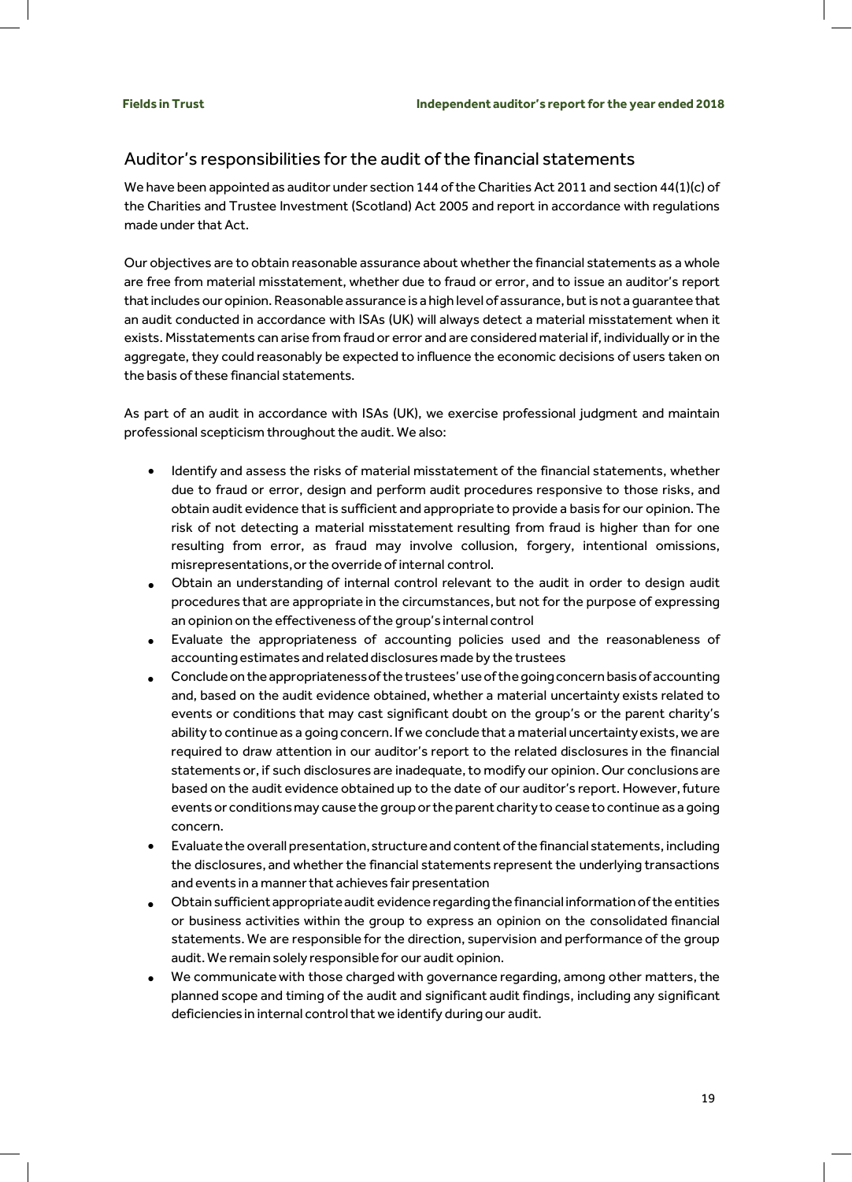## Auditor's responsibilities for the audit of the financial statements

We have been appointed as auditor under section 144 of the Charities Act 2011 and section 44(1)(c) of the Charities and Trustee Investment (Scotland) Act 2005 and report in accordance with regulations made under that Act.

Our objectives are to obtain reasonable assurance about whether the financial statements as a whole are free from material misstatement, whether due to fraud or error, and to issue an auditor's report that includes our opinion. Reasonable assurance is a high level of assurance, but is not a guarantee that an audit conducted in accordance with ISAs (UK) will always detect a material misstatement when it exists. Misstatements can arise from fraud or error and are considered material if, individually or in the aggregate, they could reasonably be expected to influence the economic decisions of users taken on the basis of these financial statements.

As part of an audit in accordance with ISAs (UK), we exercise professional judgment and maintain professional scepticism throughout the audit. We also:

- Identify and assess the risks of material misstatement of the financial statements, whether due to fraud or error, design and perform audit procedures responsive to those risks, and obtain audit evidence that is sufficient and appropriate to provide a basis for our opinion. The risk of not detecting a material misstatement resulting from fraud is higher than for one resulting from error, as fraud may involve collusion, forgery, intentional omissions, misrepresentations, or the override of internal control.
- Obtain an understanding of internal control relevant to the audit in order to design audit procedures that are appropriate in the circumstances, but not for the purpose of expressing an opinion on the effectiveness of the group's internal control
- Evaluate the appropriateness of accounting policies used and the reasonableness of accounting estimates and related disclosures made by the trustees
- Conclude on the appropriateness of the trustees' use of the going concern basis of accounting and, based on the audit evidence obtained, whether a material uncertainty exists related to events or conditions that may cast significant doubt on the group's or the parent charity's ability to continue as a going concern. If we conclude that a material uncertainty exists, we are required to draw attention in our auditor's report to the related disclosures in the financial statements or, if such disclosures are inadequate, to modify our opinion. Our conclusions are based on the audit evidence obtained up to the date of our auditor's report. However, future events or conditions may cause the group or the parent charity to cease to continue as a going concern.
- Evaluate the overall presentation, structure and content of the financial statements, including the disclosures, and whether the financial statements represent the underlying transactions and events in a manner that achieves fair presentation
- Obtain sufficient appropriate audit evidence regarding the financial information of the entities or business activities within the group to express an opinion on the consolidated financial statements. We are responsible for the direction, supervision and performance of the group audit. We remain solely responsible for our audit opinion.
- We communicate with those charged with governance regarding, among other matters, the planned scope and timing of the audit and significant audit findings, including any significant deficiencies in internal control that we identify during our audit.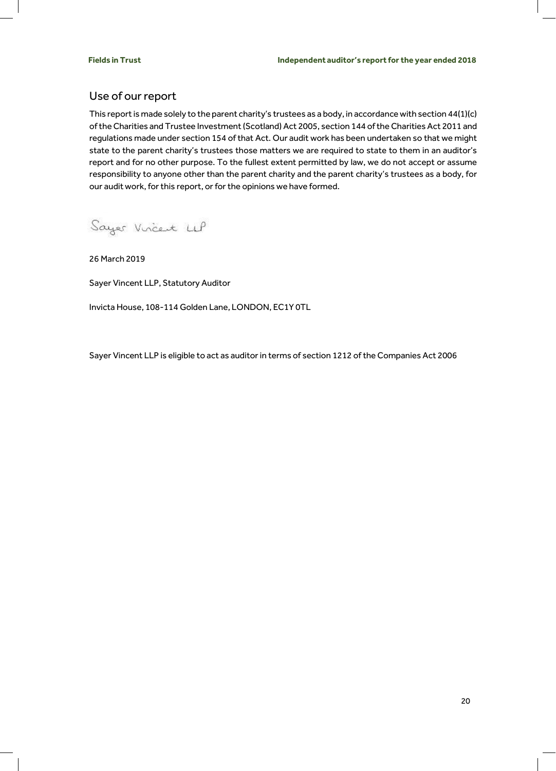## Use of our report

This report is made solely to the parent charity's trustees as a body, in accordance with section 44(1)(c) of the Charities and Trustee Investment (Scotland) Act 2005, section 144 of the Charities Act 2011 and regulations made under section 154 of that Act. Our audit work has been undertaken so that we might state to the parent charity's trustees those matters we are required to state to them in an auditor's report and for no other purpose. To the fullest extent permitted by law, we do not accept or assume responsibility to anyone other than the parent charity and the parent charity's trustees as a body, for our audit work, for this report, or for the opinions we have formed.

Sayer Vincent LLP

26 March 2019

Sayer Vincent LLP, Statutory Auditor

Invicta House, 108-114 Golden Lane, LONDON, EC1Y 0TL

Sayer Vincent LLP is eligible to act as auditor in terms of section 1212 of the Companies Act 2006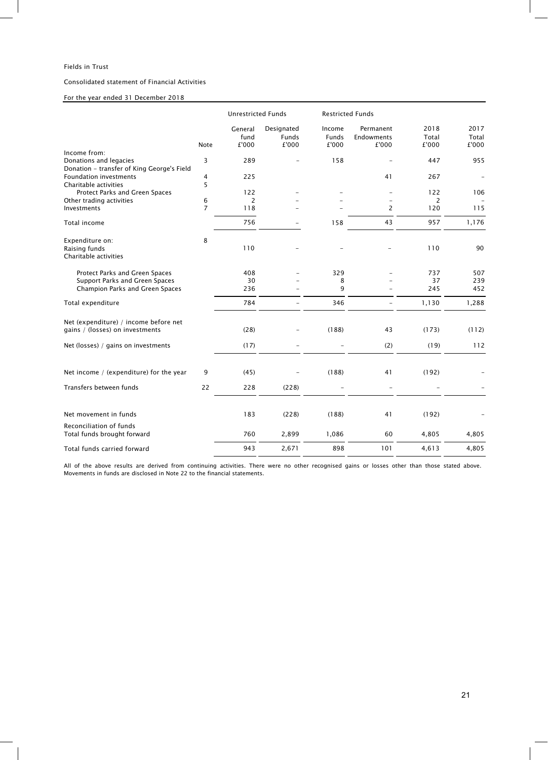Fields in Trust

Consolidated statement of Financial Activities

For the year ended 31 December 2018

| | Note | Unrestricted Funds | | Restricted Funds | | | |
|---|---|---|---|---|---|---|---|
| | | General fund £'000 | Designated Funds £'000 | Income Funds £'000 | Permanent Endowments £'000 | 2018 Total £'000 | 2017 Total £'000 |
| Income from: | | | | | | | |
| Donations and legacies | 3 | 289 | – | 158 | – | 447 | 955 |
| Donation – transfer of King George's Field Foundation investments | 4 | 225 | | | 41 | 267 | – |
| Charitable activities | 5 | | | | | | |
| Protect Parks and Green Spaces | | 122 | – | – | – | 122 | 106 |
| Other trading activities | 6 | 2 | – | – | – | 2 | – |
| Investments | 7 | 118 | – | – | 2 | 120 | 115 |
| Total income | | 756 | – | 158 | 43 | 957 | 1,176 |
| Expenditure on: | 8 | | | | | | |
| Raising funds | | 110 | – | – | – | 110 | 90 |
| Charitable activities | | | | | | | |
| Protect Parks and Green Spaces | | 408 | – | 329 | – | 737 | 507 |
| Support Parks and Green Spaces | | 30 | – | 8 | – | 37 | 239 |
| Champion Parks and Green Spaces | | 236 | – | 9 | – | 245 | 452 |
| Total expenditure | | 784 | – | 346 | – | 1,130 | 1,288 |
| Net (expenditure) / income before net gains / (losses) on investments | | (28) | – | (188) | 43 | (173) | (112) |
| Net (losses) / gains on investments | | (17) | – | – | (2) | (19) | 112 |
| Net income / (expenditure) for the year | 9 | (45) | – | (188) | 41 | (192) | – |
| Transfers between funds | 22 | 228 | (228) | – | – | – | – |
| Net movement in funds | | 183 | (228) | (188) | 41 | (192) | – |
| Reconciliation of funds | | | | | | | |
| Total funds brought forward | | 760 | 2,899 | 1,086 | 60 | 4,805 | 4,805 |
| Total funds carried forward | | 943 | 2,671 | 898 | 101 | 4,613 | 4,805 |

All of the above results are derived from continuing activities. There were no other recognised gains or losses other than those stated above. Movements in funds are disclosed in Note 22 to the financial statements.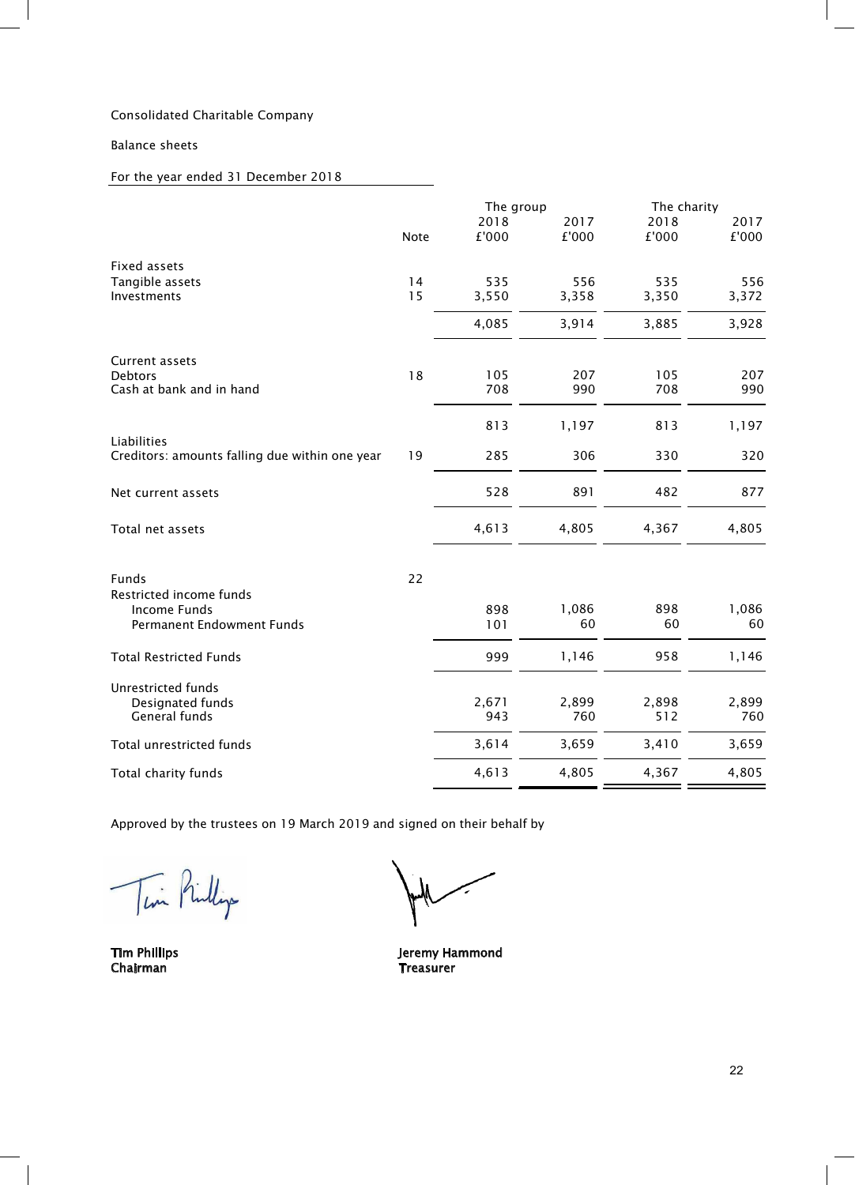Consolidated Charitable Company

Balance sheets

For the year ended 31 December 2018

| | Note | The group 2018 £'000 | The group 2017 £'000 | The charity 2018 £'000 | The charity 2017 £'000 |
|---|---|---|---|---|---|
| **Fixed assets** | | | | | |
| Tangible assets | 14 | 535 | 556 | 535 | 556 |
| Investments | 15 | 3,550 | 3,358 | 3,350 | 3,372 |
| | | 4,085 | 3,914 | 3,885 | 3,928 |
| **Current assets** | | | | | |
| Debtors | 18 | 105 | 207 | 105 | 207 |
| Cash at bank and in hand | | 708 | 990 | 708 | 990 |
| | | 813 | 1,197 | 813 | 1,197 |
| **Liabilities** | | | | | |
| Creditors: amounts falling due within one year | 19 | 285 | 306 | 330 | 320 |
| Net current assets | | 528 | 891 | 482 | 877 |
| Total net assets | | 4,613 | 4,805 | 4,367 | 4,805 |
| **Funds** | 22 | | | | |
| Restricted income funds | | | | | |
| Income Funds | | 898 | 1,086 | 898 | 1,086 |
| Permanent Endowment Funds | | 101 | 60 | 60 | 60 |
| Total Restricted Funds | | 999 | 1,146 | 958 | 1,146 |
| Unrestricted funds | | | | | |
| Designated funds | | 2,671 | 2,899 | 2,898 | 2,899 |
| General funds | | 943 | 760 | 512 | 760 |
| Total unrestricted funds | | 3,614 | 3,659 | 3,410 | 3,659 |
| Total charity funds | | 4,613 | 4,805 | 4,367 | 4,805 |

Approved by the trustees on 19 March 2019 and signed on their behalf by

**Tim Phillips**
**Chairman**

**Jeremy Hammond**
**Treasurer**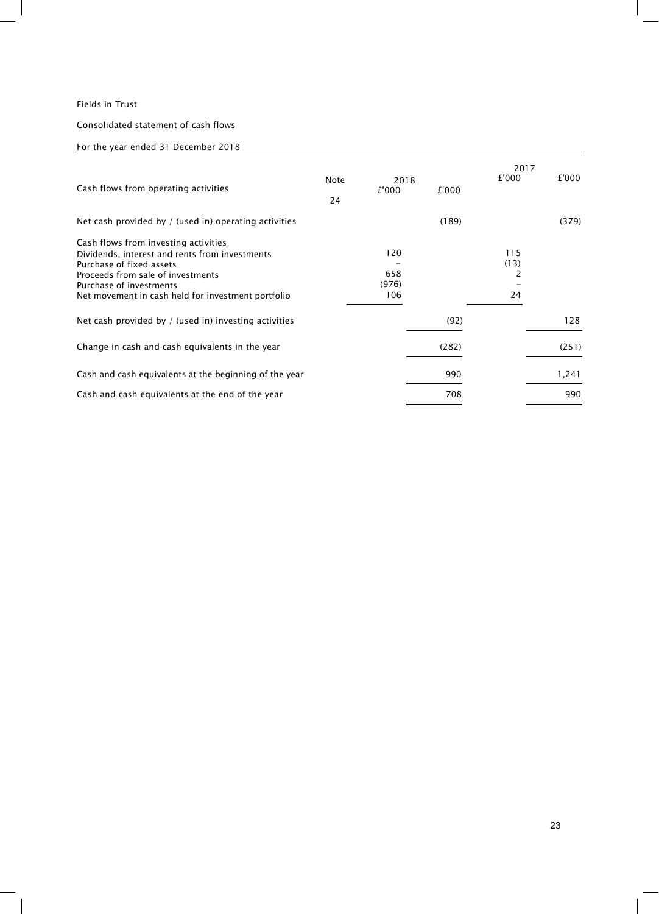Fields in Trust

Consolidated statement of cash flows

For the year ended 31 December 2018

| | Note | 2018 £'000 | 2018 £'000 | 2017 £'000 | 2017 £'000 |
|---|---|---|---|---|---|
| Cash flows from operating activities | 24 | | | | |
| Net cash provided by / (used in) operating activities | | | (189) | | (379) |
| Cash flows from investing activities | | | | | |
| Dividends, interest and rents from investments | | 120 | | 115 | |
| Purchase of fixed assets | | – | | (13) | |
| Proceeds from sale of investments | | 658 | | 2 | |
| Purchase of investments | | (976) | | – | |
| Net movement in cash held for investment portfolio | | 106 | | 24 | |
| Net cash provided by / (used in) investing activities | | | (92) | | 128 |
| Change in cash and cash equivalents in the year | | | (282) | | (251) |
| Cash and cash equivalents at the beginning of the year | | | 990 | | 1,241 |
| Cash and cash equivalents at the end of the year | | | 708 | | 990 |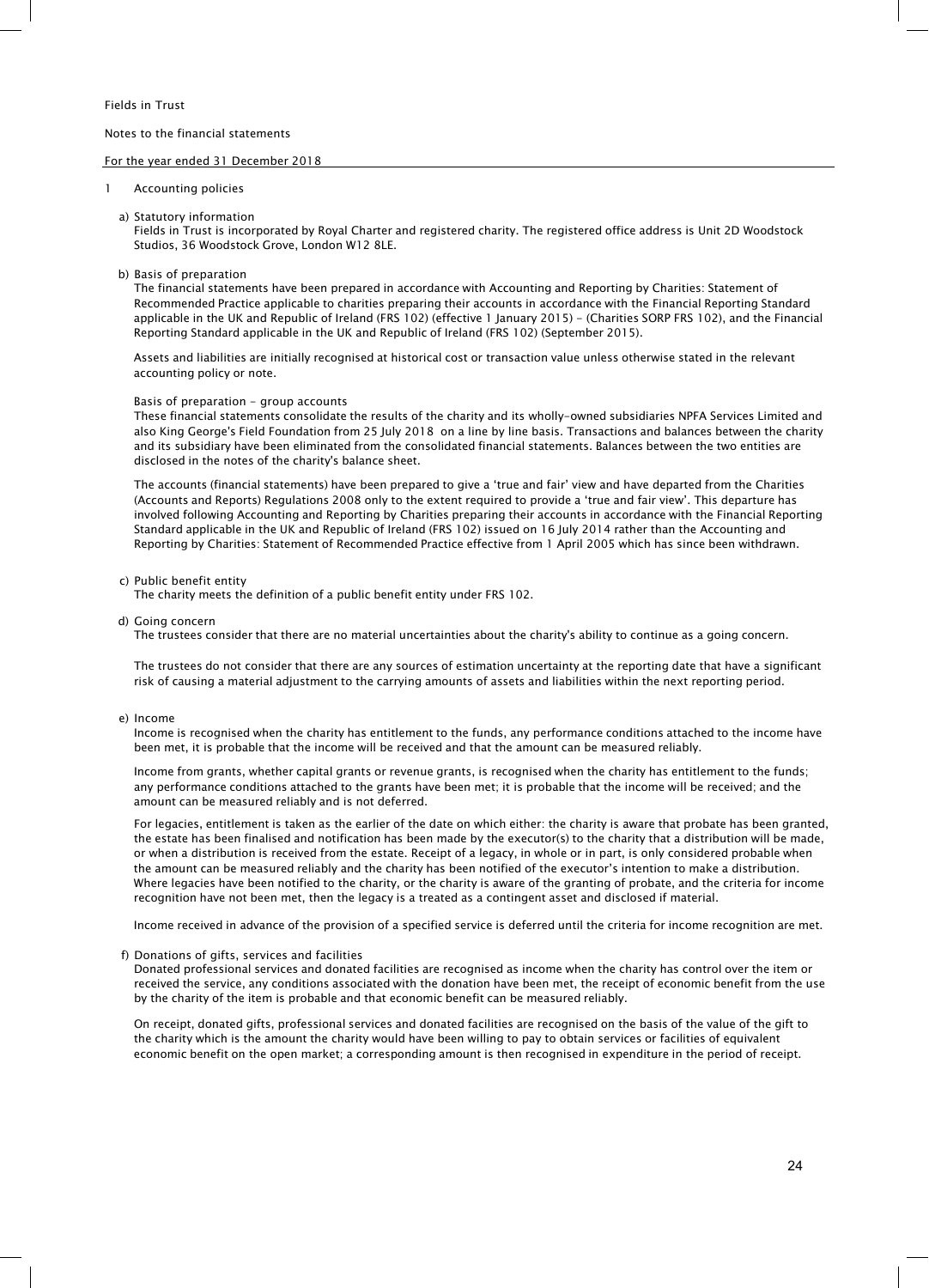Fields in Trust

Notes to the financial statements

For the year ended 31 December 2018

## 1 Accounting policies

### a) Statutory information

Fields in Trust is incorporated by Royal Charter and registered charity. The registered office address is Unit 2D Woodstock Studios, 36 Woodstock Grove, London W12 8LE.

### b) Basis of preparation

The financial statements have been prepared in accordance with Accounting and Reporting by Charities: Statement of Recommended Practice applicable to charities preparing their accounts in accordance with the Financial Reporting Standard applicable in the UK and Republic of Ireland (FRS 102) (effective 1 January 2015) - (Charities SORP FRS 102), and the Financial Reporting Standard applicable in the UK and Republic of Ireland (FRS 102) (September 2015).

Assets and liabilities are initially recognised at historical cost or transaction value unless otherwise stated in the relevant accounting policy or note.

Basis of preparation - group accounts

These financial statements consolidate the results of the charity and its wholly-owned subsidiaries NPFA Services Limited and also King George's Field Foundation from 25 July 2018 on a line by line basis. Transactions and balances between the charity and its subsidiary have been eliminated from the consolidated financial statements. Balances between the two entities are disclosed in the notes of the charity's balance sheet.

The accounts (financial statements) have been prepared to give a 'true and fair' view and have departed from the Charities (Accounts and Reports) Regulations 2008 only to the extent required to provide a 'true and fair view'. This departure has involved following Accounting and Reporting by Charities preparing their accounts in accordance with the Financial Reporting Standard applicable in the UK and Republic of Ireland (FRS 102) issued on 16 July 2014 rather than the Accounting and Reporting by Charities: Statement of Recommended Practice effective from 1 April 2005 which has since been withdrawn.

### c) Public benefit entity

The charity meets the definition of a public benefit entity under FRS 102.

### d) Going concern

The trustees consider that there are no material uncertainties about the charity's ability to continue as a going concern.

The trustees do not consider that there are any sources of estimation uncertainty at the reporting date that have a significant risk of causing a material adjustment to the carrying amounts of assets and liabilities within the next reporting period.

### e) Income

Income is recognised when the charity has entitlement to the funds, any performance conditions attached to the income have been met, it is probable that the income will be received and that the amount can be measured reliably.

Income from grants, whether capital grants or revenue grants, is recognised when the charity has entitlement to the funds; any performance conditions attached to the grants have been met; it is probable that the income will be received; and the amount can be measured reliably and is not deferred.

For legacies, entitlement is taken as the earlier of the date on which either: the charity is aware that probate has been granted, the estate has been finalised and notification has been made by the executor(s) to the charity that a distribution will be made, or when a distribution is received from the estate. Receipt of a legacy, in whole or in part, is only considered probable when the amount can be measured reliably and the charity has been notified of the executor's intention to make a distribution. Where legacies have been notified to the charity, or the charity is aware of the granting of probate, and the criteria for income recognition have not been met, then the legacy is a treated as a contingent asset and disclosed if material.

Income received in advance of the provision of a specified service is deferred until the criteria for income recognition are met.

### f) Donations of gifts, services and facilities

Donated professional services and donated facilities are recognised as income when the charity has control over the item or received the service, any conditions associated with the donation have been met, the receipt of economic benefit from the use by the charity of the item is probable and that economic benefit can be measured reliably.

On receipt, donated gifts, professional services and donated facilities are recognised on the basis of the value of the gift to the charity which is the amount the charity would have been willing to pay to obtain services or facilities of equivalent economic benefit on the open market; a corresponding amount is then recognised in expenditure in the period of receipt.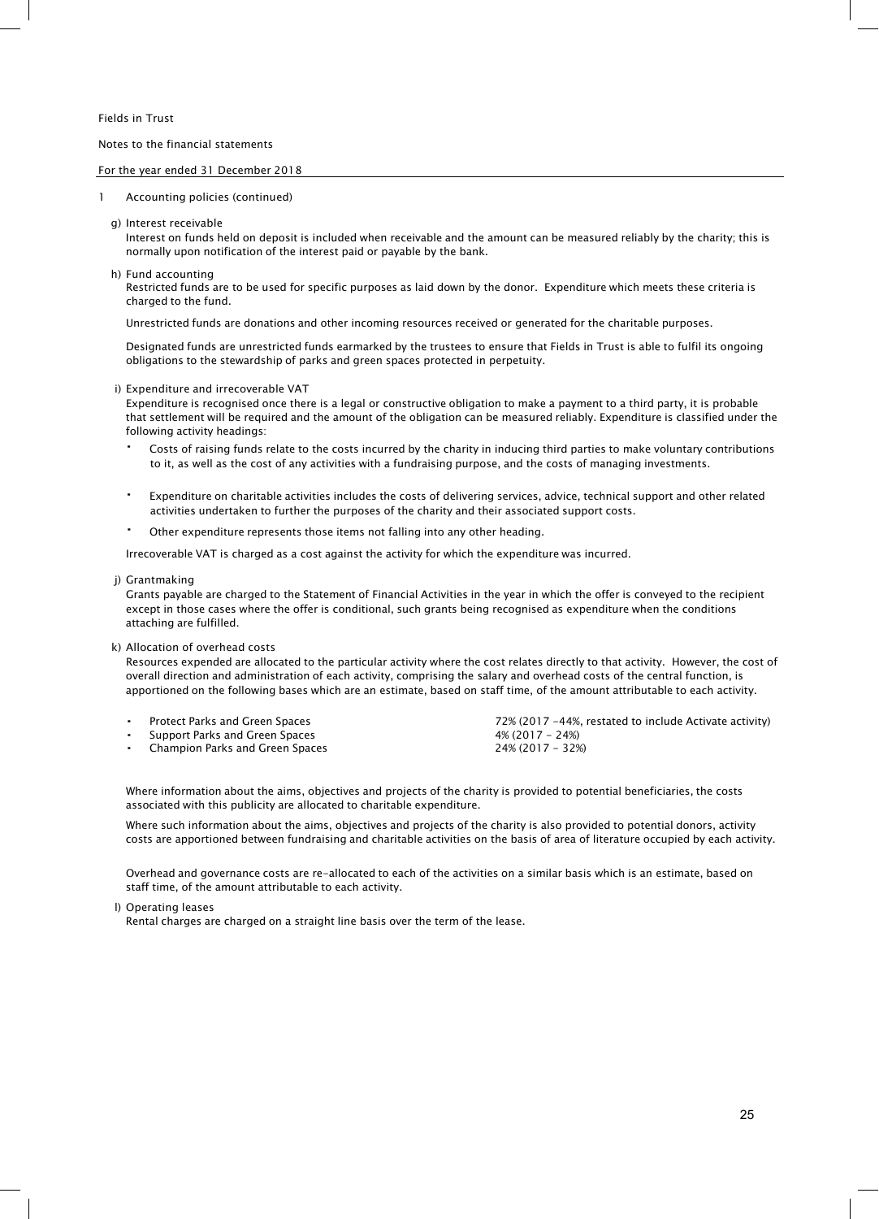Fields in Trust

Notes to the financial statements

For the year ended 31 December 2018

1 Accounting policies (continued)

g) Interest receivable

Interest on funds held on deposit is included when receivable and the amount can be measured reliably by the charity; this is normally upon notification of the interest paid or payable by the bank.

h) Fund accounting

Restricted funds are to be used for specific purposes as laid down by the donor. Expenditure which meets these criteria is charged to the fund.

Unrestricted funds are donations and other incoming resources received or generated for the charitable purposes.

Designated funds are unrestricted funds earmarked by the trustees to ensure that Fields in Trust is able to fulfil its ongoing obligations to the stewardship of parks and green spaces protected in perpetuity.

i) Expenditure and irrecoverable VAT

Expenditure is recognised once there is a legal or constructive obligation to make a payment to a third party, it is probable that settlement will be required and the amount of the obligation can be measured reliably. Expenditure is classified under the following activity headings:

- Costs of raising funds relate to the costs incurred by the charity in inducing third parties to make voluntary contributions to it, as well as the cost of any activities with a fundraising purpose, and the costs of managing investments.
- Expenditure on charitable activities includes the costs of delivering services, advice, technical support and other related activities undertaken to further the purposes of the charity and their associated support costs.
- Other expenditure represents those items not falling into any other heading.

Irrecoverable VAT is charged as a cost against the activity for which the expenditure was incurred.

j) Grantmaking

Grants payable are charged to the Statement of Financial Activities in the year in which the offer is conveyed to the recipient except in those cases where the offer is conditional, such grants being recognised as expenditure when the conditions attaching are fulfilled.

k) Allocation of overhead costs

Resources expended are allocated to the particular activity where the cost relates directly to that activity. However, the cost of overall direction and administration of each activity, comprising the salary and overhead costs of the central function, is apportioned on the following bases which are an estimate, based on staff time, of the amount attributable to each activity.

| | |
|---|---|
| - Protect Parks and Green Spaces | 72% (2017 -44%, restated to include Activate activity) |
| - Support Parks and Green Spaces | 4% (2017 - 24%) |
| - Champion Parks and Green Spaces | 24% (2017 - 32%) |

Where information about the aims, objectives and projects of the charity is provided to potential beneficiaries, the costs associated with this publicity are allocated to charitable expenditure.

Where such information about the aims, objectives and projects of the charity is also provided to potential donors, activity costs are apportioned between fundraising and charitable activities on the basis of area of literature occupied by each activity.

Overhead and governance costs are re-allocated to each of the activities on a similar basis which is an estimate, based on staff time, of the amount attributable to each activity.

l) Operating leases

Rental charges are charged on a straight line basis over the term of the lease.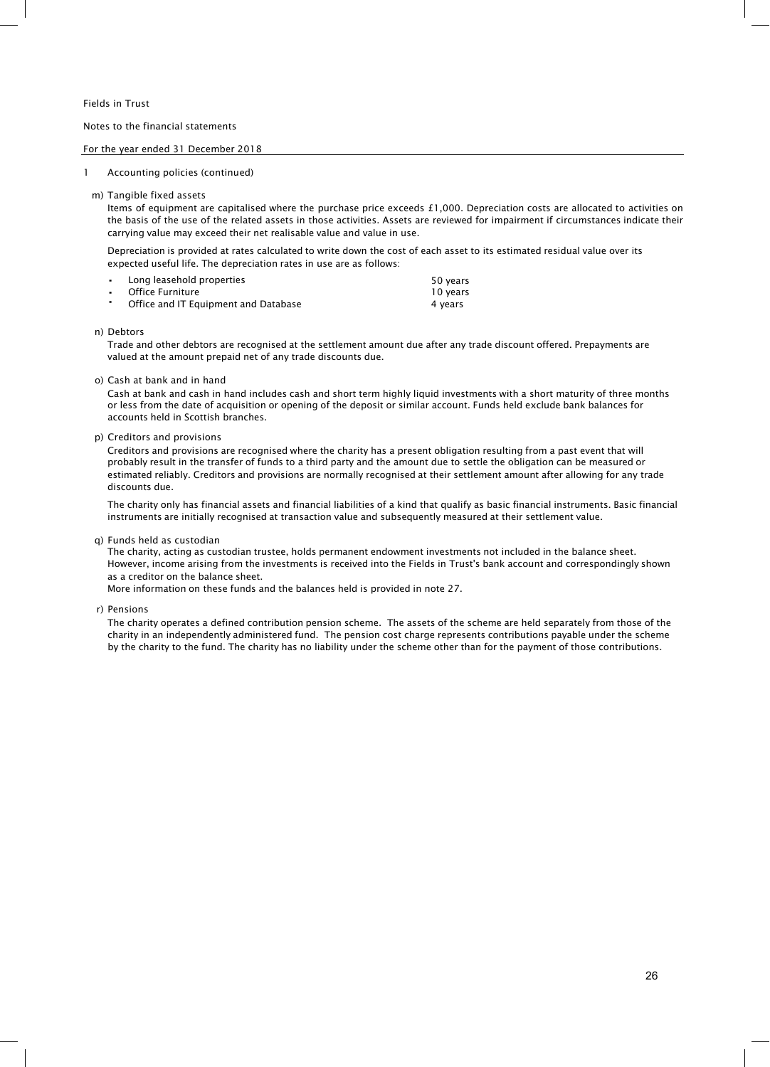Fields in Trust

Notes to the financial statements

For the year ended 31 December 2018

1 Accounting policies (continued)

m) Tangible fixed assets

Items of equipment are capitalised where the purchase price exceeds £1,000. Depreciation costs are allocated to activities on the basis of the use of the related assets in those activities. Assets are reviewed for impairment if circumstances indicate their carrying value may exceed their net realisable value and value in use.

Depreciation is provided at rates calculated to write down the cost of each asset to its estimated residual value over its expected useful life. The depreciation rates in use are as follows:

| | |
|---|---|
| ▪ Long leasehold properties | 50 years |
| ▪ Office Furniture | 10 years |
| ▪ Office and IT Equipment and Database | 4 years |

n) Debtors

Trade and other debtors are recognised at the settlement amount due after any trade discount offered. Prepayments are valued at the amount prepaid net of any trade discounts due.

o) Cash at bank and in hand

Cash at bank and cash in hand includes cash and short term highly liquid investments with a short maturity of three months or less from the date of acquisition or opening of the deposit or similar account. Funds held exclude bank balances for accounts held in Scottish branches.

p) Creditors and provisions

Creditors and provisions are recognised where the charity has a present obligation resulting from a past event that will probably result in the transfer of funds to a third party and the amount due to settle the obligation can be measured or estimated reliably. Creditors and provisions are normally recognised at their settlement amount after allowing for any trade discounts due.

The charity only has financial assets and financial liabilities of a kind that qualify as basic financial instruments. Basic financial instruments are initially recognised at transaction value and subsequently measured at their settlement value.

q) Funds held as custodian

The charity, acting as custodian trustee, holds permanent endowment investments not included in the balance sheet. However, income arising from the investments is received into the Fields in Trust's bank account and correspondingly shown as a creditor on the balance sheet.
More information on these funds and the balances held is provided in note 27.

r) Pensions

The charity operates a defined contribution pension scheme. The assets of the scheme are held separately from those of the charity in an independently administered fund. The pension cost charge represents contributions payable under the scheme by the charity to the fund. The charity has no liability under the scheme other than for the payment of those contributions.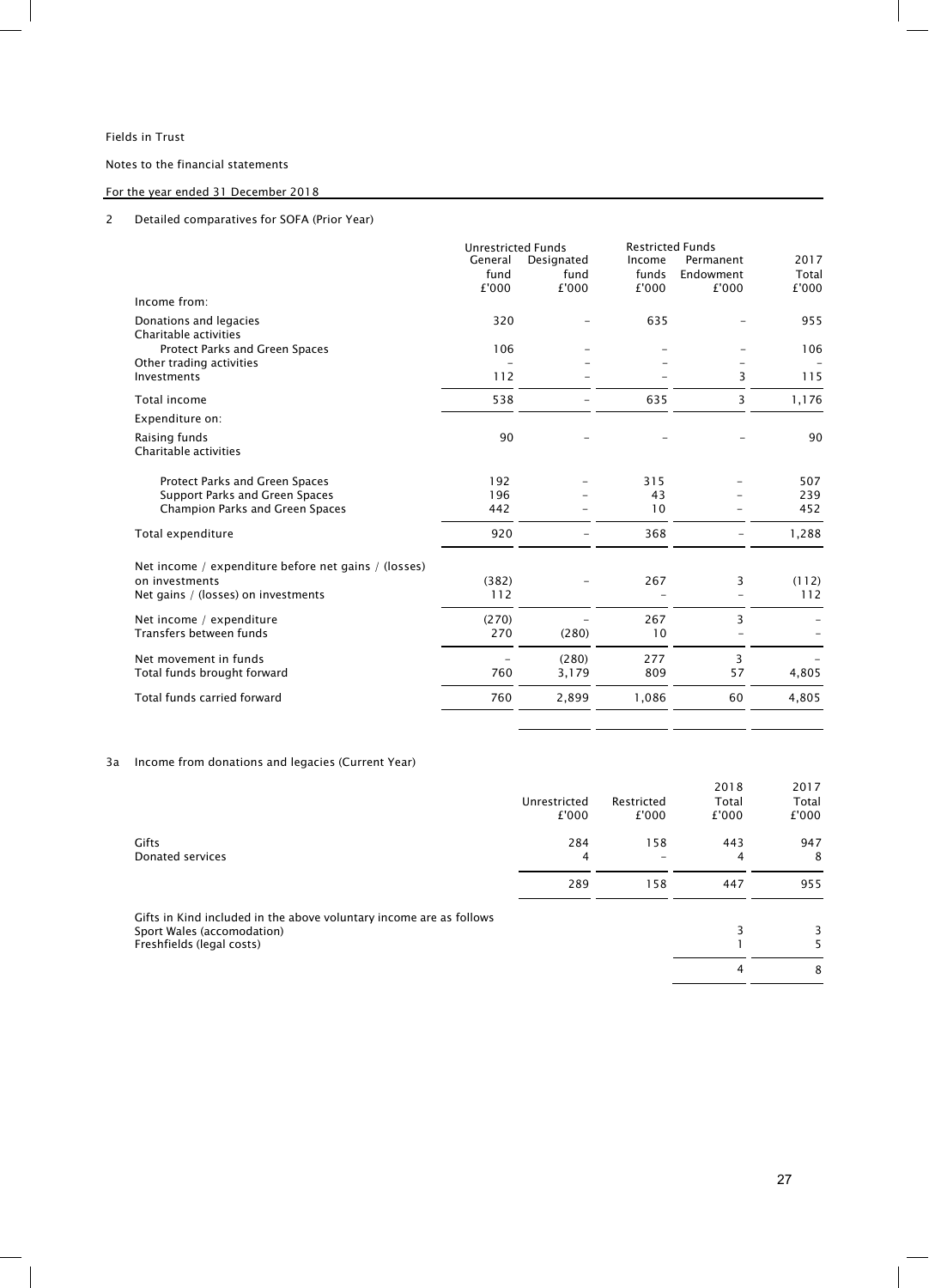Fields in Trust

Notes to the financial statements

For the year ended 31 December 2018

## 2 Detailed comparatives for SOFA (Prior Year)

| | Unrestricted Funds | | Restricted Funds | | |
|---|---|---|---|---|---|
| | General fund £'000 | Designated fund £'000 | Income funds £'000 | Permanent Endowment £'000 | 2017 Total £'000 |
| **Income from:** | | | | | |
| Donations and legacies | 320 | – | 635 | – | 955 |
| Charitable activities | | | | | |
| Protect Parks and Green Spaces | 106 | – | – | – | 106 |
| Other trading activities | – | – | – | – | – |
| Investments | 112 | – | – | 3 | 115 |
| **Total income** | 538 | – | 635 | 3 | 1,176 |
| **Expenditure on:** | | | | | |
| Raising funds | 90 | – | – | – | 90 |
| Charitable activities | | | | | |
| Protect Parks and Green Spaces | 192 | – | 315 | – | 507 |
| Support Parks and Green Spaces | 196 | – | 43 | – | 239 |
| Champion Parks and Green Spaces | 442 | – | 10 | – | 452 |
| **Total expenditure** | 920 | – | 368 | – | 1,288 |
| Net income / expenditure before net gains / (losses) on investments | (382) | – | 267 | 3 | (112) |
| Net gains / (losses) on investments | 112 | | – | – | 112 |
| Net income / expenditure | (270) | – | 267 | 3 | – |
| Transfers between funds | 270 | (280) | 10 | – | – |
| Net movement in funds | – | (280) | 277 | 3 | – |
| Total funds brought forward | 760 | 3,179 | 809 | 57 | 4,805 |
| **Total funds carried forward** | 760 | 2,899 | 1,086 | 60 | 4,805 |

## 3a Income from donations and legacies (Current Year)

| | Unrestricted £'000 | Restricted £'000 | 2018 Total £'000 | 2017 Total £'000 |
|---|---|---|---|---|
| Gifts | 284 | 158 | 443 | 947 |
| Donated services | 4 | – | 4 | 8 |
| | 289 | 158 | 447 | 955 |

| Gifts in Kind included in the above voluntary income are as follows | 2018 | 2017 |
|---|---|---|
| Sport Wales (accomodation) | 3 | 3 |
| Freshfields (legal costs) | 1 | 5 |
| | 4 | 8 |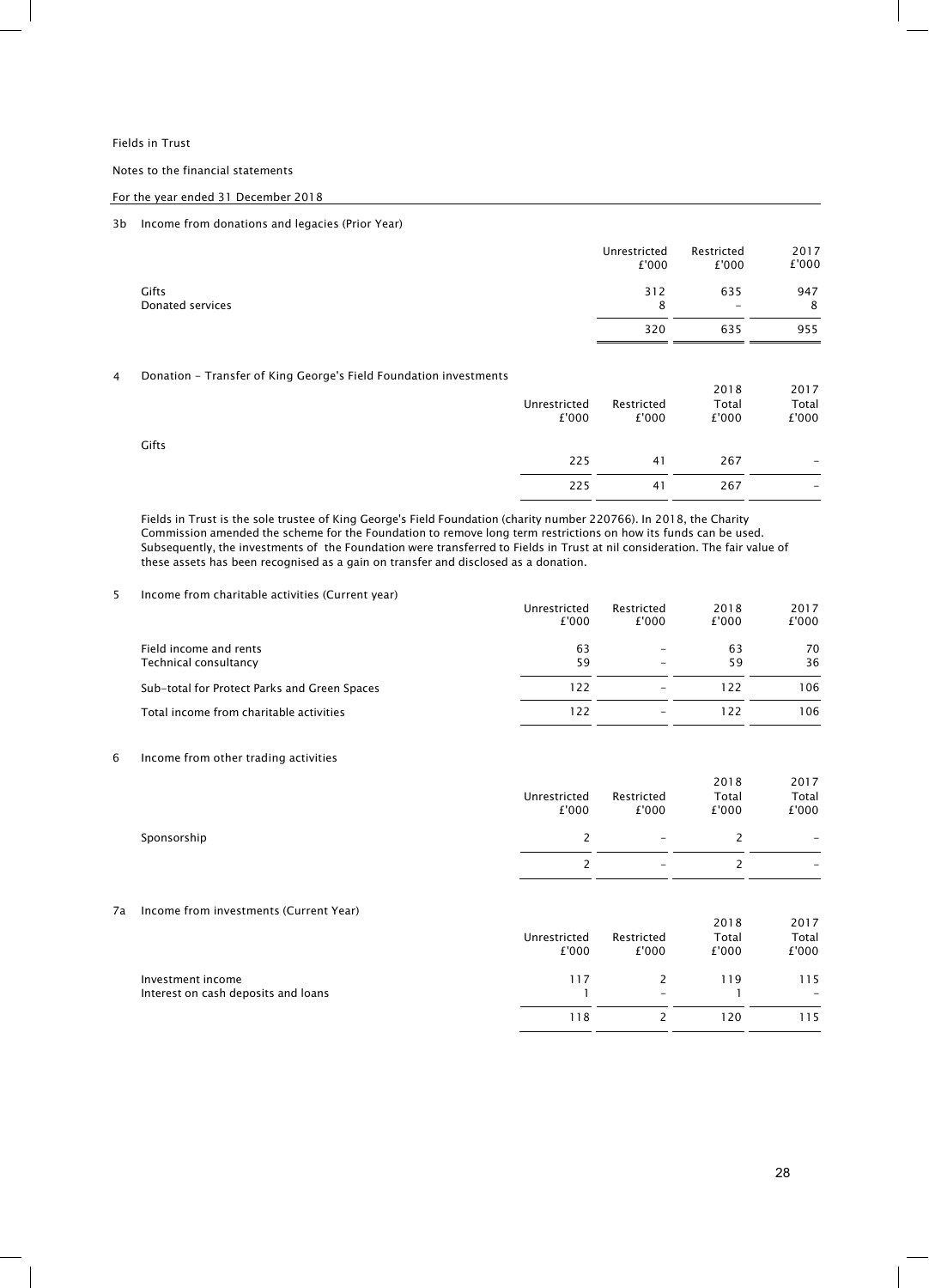Fields in Trust

Notes to the financial statements

For the year ended 31 December 2018

## 3b Income from donations and legacies (Prior Year)

| | Unrestricted £'000 | Restricted £'000 | 2017 £'000 |
|---|---|---|---|
| Gifts | 312 | 635 | 947 |
| Donated services | 8 | – | 8 |
| | 320 | 635 | 955 |

## 4 Donation - Transfer of King George's Field Foundation investments

| | Unrestricted £'000 | Restricted £'000 | 2018 Total £'000 | 2017 Total £'000 |
|---|---|---|---|---|
| Gifts | 225 | 41 | 267 | – |
| | 225 | 41 | 267 | – |

Fields in Trust is the sole trustee of King George's Field Foundation (charity number 220766). In 2018, the Charity Commission amended the scheme for the Foundation to remove long term restrictions on how its funds can be used. Subsequently, the investments of the Foundation were transferred to Fields in Trust at nil consideration. The fair value of these assets has been recognised as a gain on transfer and disclosed as a donation.

## 5 Income from charitable activities (Current year)

| | Unrestricted £'000 | Restricted £'000 | 2018 £'000 | 2017 £'000 |
|---|---|---|---|---|
| Field income and rents | 63 | – | 63 | 70 |
| Technical consultancy | 59 | – | 59 | 36 |
| Sub-total for Protect Parks and Green Spaces | 122 | – | 122 | 106 |
| Total income from charitable activities | 122 | – | 122 | 106 |

## 6 Income from other trading activities

| | Unrestricted £'000 | Restricted £'000 | 2018 Total £'000 | 2017 Total £'000 |
|---|---|---|---|---|
| Sponsorship | 2 | – | 2 | – |
| | 2 | – | 2 | – |

## 7a Income from investments (Current Year)

| | Unrestricted £'000 | Restricted £'000 | 2018 Total £'000 | 2017 Total £'000 |
|---|---|---|---|---|
| Investment income | 117 | 2 | 119 | 115 |
| Interest on cash deposits and loans | 1 | – | 1 | – |
| | 118 | 2 | 120 | 115 |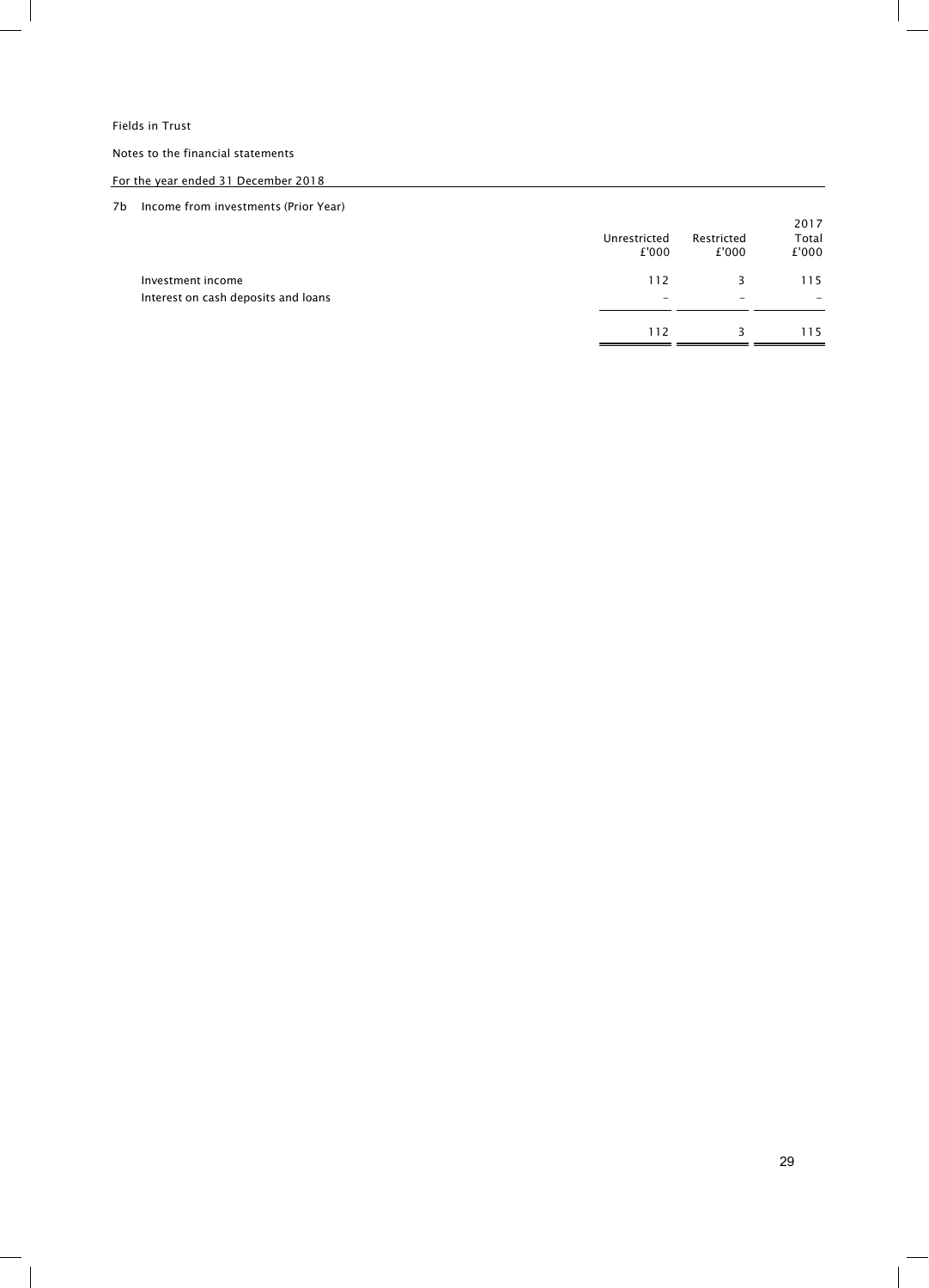Fields in Trust

Notes to the financial statements

For the year ended 31 December 2018

7b Income from investments (Prior Year)

| | Unrestricted £'000 | Restricted £'000 | 2017 Total £'000 |
|---|---|---|---|
| Investment income | 112 | 3 | 115 |
| Interest on cash deposits and loans | – | – | – |
| | 112 | 3 | 115 |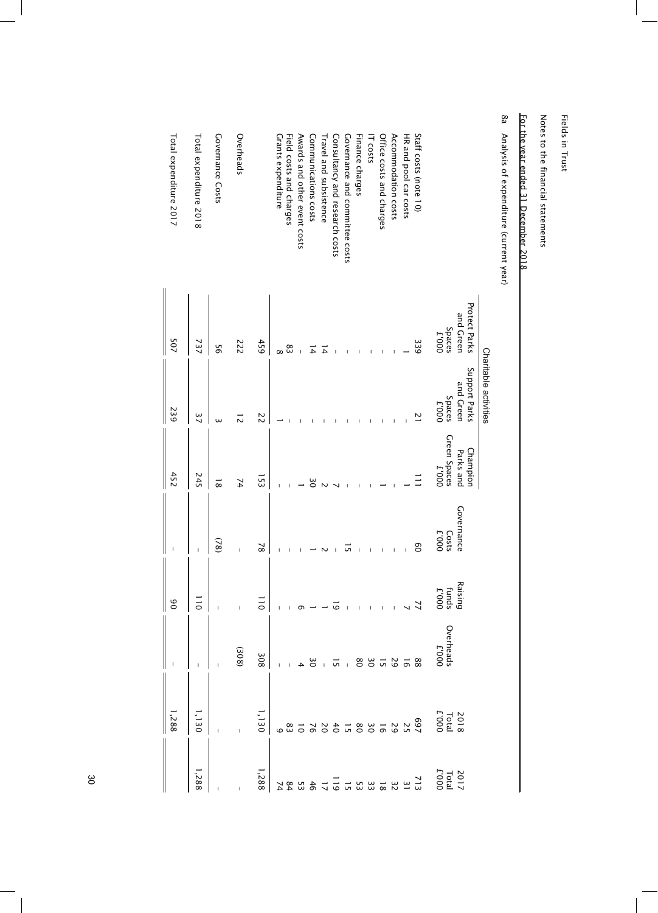Fields in Trust

Notes to the financial statements

For the year ended 31 December 2018

8a Analysis of expenditure (current year)

| | Charitable activities | | | | | | | |
|---|---|---|---|---|---|---|---|---|
| | Protect Parks and Green Spaces £'000 | Support Parks and Green Spaces £'000 | Champion Parks and Green Spaces £'000 | Governance Costs £'000 | Raising funds £'000 | Overheads £'000 | 2018 Total £'000 | 2017 Total £'000 |
| Staff costs (note 10) | 339 | 21 | 111 | 60 | 77 | 88 | 697 | 713 |
| HR and pool car costs | 1 | – | 1 | – | 7 | 16 | 25 | 31 |
| Accommodation costs | – | – | – | – | – | 29 | 29 | 32 |
| Office costs and charges | – | – | 1 | – | – | 15 | 16 | 18 |
| IT costs | – | – | – | – | – | 30 | 30 | 33 |
| Finance charges | – | – | – | – | – | 80 | 80 | 53 |
| Governance and committee costs | – | – | – | 15 | – | – | 15 | 15 |
| Consultancy and research costs | – | – | 7 | – | 19 | 15 | 40 | 119 |
| Travel and subsistence | 14 | – | 2 | 2 | 1 | – | 20 | 17 |
| Communications costs | 14 | – | 30 | 1 | 1 | 30 | 76 | 46 |
| Awards and other event costs | – | – | 1 | – | 6 | 4 | 10 | 53 |
| Field costs and charges | 83 | – | – | – | – | – | 83 | 84 |
| Grants expenditure | 8 | 1 | – | – | – | – | 9 | 74 |
| | 459 | 22 | 153 | 78 | 110 | 308 | 1,130 | 1,288 |
| Overheads | 222 | 12 | 74 | – | – | (308) | – | – |
| Governance Costs | 56 | 3 | 18 | (78) | – | – | – | – |
| Total expenditure 2018 | 737 | 37 | 245 | – | 110 | – | 1,130 | 1,288 |
| Total expenditure 2017 | 507 | 239 | 452 | – | 90 | – | 1,288 | |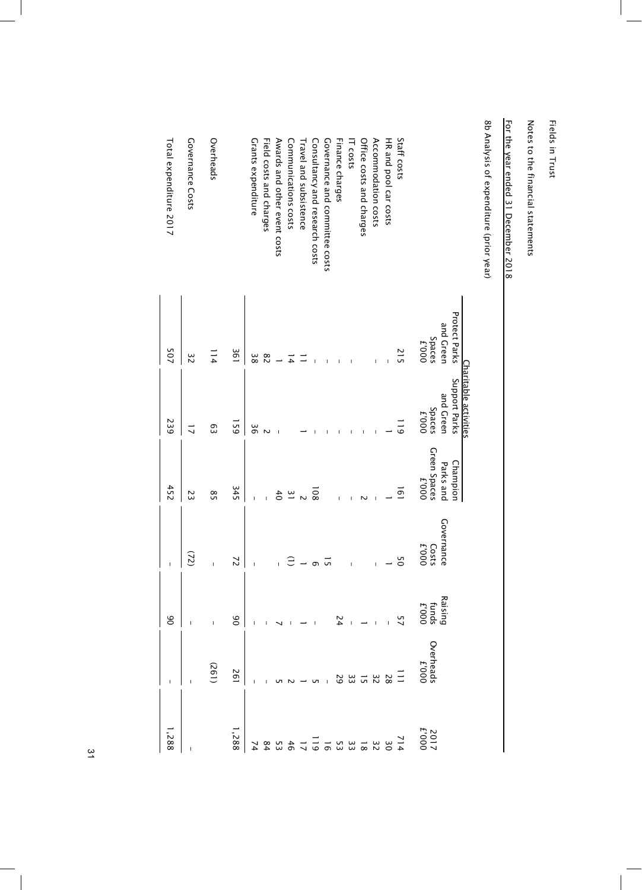Fields in Trust

Notes to the financial statements

For the year ended 31 December 2018

8b Analysis of expenditure (prior year)

| | Charitable activities | | | | | | |
|---|---|---|---|---|---|---|---|
| | Protect Parks and Green Spaces £'000 | Support Parks and Green Spaces £'000 | Champion Parks and Green Spaces £'000 | Governance Costs £'000 | Raising funds £'000 | Overheads £'000 | 2017 £'000 |
| Staff costs | 215 | 119 | 161 | 50 | 57 | 111 | 714 |
| HR and pool car costs | – | 1 | 1 | 1 | – | 28 | 30 |
| Accommodation costs | | – | – | – | – | 32 | 32 |
| Office costs and charges | – | – | 2 | | 1 | 15 | 18 |
| IT costs | – | – | – | – | – | 33 | 33 |
| Finance charges | – | – | – | | 24 | 29 | 53 |
| Governance and committee costs | – | – | | 15 | | – | 16 |
| Consultancy and research costs | – | – | 108 | 6 | – | 5 | 119 |
| Travel and subsistence | 11 | 1 | 2 | 1 | 1 | 1 | 17 |
| Communications costs | 14 | | 31 | (1) | – | 2 | 46 |
| Awards and other event costs | 1 | – | 40 | – | 7 | 5 | 53 |
| Field costs and charges | 82 | 2 | – | | – | – | 84 |
| Grants expenditure | 38 | 36 | – | – | – | – | 74 |
| | 361 | 159 | 345 | 72 | 90 | 261 | 1,288 |
| Overheads | 114 | 63 | 85 | – | – | (261) | |
| Governance Costs | 32 | 17 | 23 | (72) | – | – | – |
| Total expenditure 2017 | 507 | 239 | 452 | – | 90 | – | 1,288 |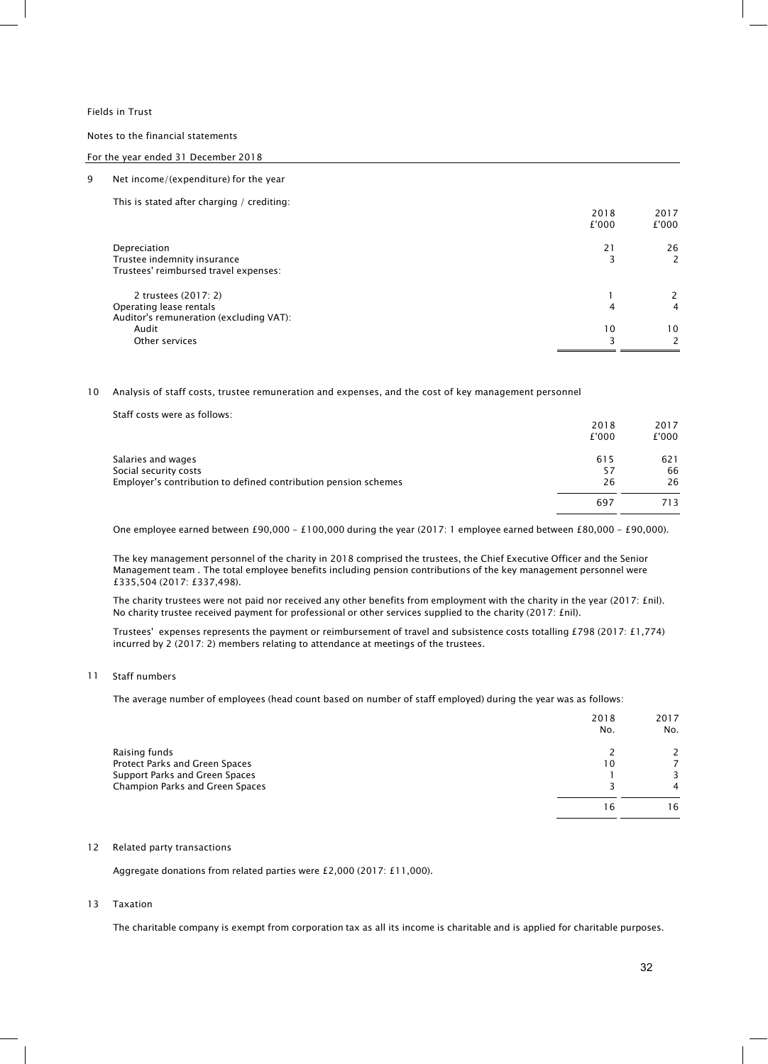Fields in Trust

Notes to the financial statements

For the year ended 31 December 2018

## 9 Net income/(expenditure) for the year

This is stated after charging / crediting:

| | 2018 £'000 | 2017 £'000 |
|---|---|---|
| Depreciation | 21 | 26 |
| Trustee indemnity insurance | 3 | 2 |
| Trustees' reimbursed travel expenses: | | |
| 2 trustees (2017: 2) | 1 | 2 |
| Operating lease rentals | 4 | 4 |
| Auditor's remuneration (excluding VAT): | | |
| Audit | 10 | 10 |
| Other services | 3 | 2 |

## 10 Analysis of staff costs, trustee remuneration and expenses, and the cost of key management personnel

Staff costs were as follows:

| | 2018 £'000 | 2017 £'000 |
|---|---|---|
| Salaries and wages | 615 | 621 |
| Social security costs | 57 | 66 |
| Employer's contribution to defined contribution pension schemes | 26 | 26 |
| | 697 | 713 |

One employee earned between £90,000 - £100,000 during the year (2017: 1 employee earned between £80,000 - £90,000).

The key management personnel of the charity in 2018 comprised the trustees, the Chief Executive Officer and the Senior Management team . The total employee benefits including pension contributions of the key management personnel were £335,504 (2017: £337,498).

The charity trustees were not paid nor received any other benefits from employment with the charity in the year (2017: £nil). No charity trustee received payment for professional or other services supplied to the charity (2017: £nil).

Trustees' expenses represents the payment or reimbursement of travel and subsistence costs totalling £798 (2017: £1,774) incurred by 2 (2017: 2) members relating to attendance at meetings of the trustees.

## 11 Staff numbers

The average number of employees (head count based on number of staff employed) during the year was as follows:

| | 2018 No. | 2017 No. |
|---|---|---|
| Raising funds | 2 | 2 |
| Protect Parks and Green Spaces | 10 | 7 |
| Support Parks and Green Spaces | 1 | 3 |
| Champion Parks and Green Spaces | 3 | 4 |
| | 16 | 16 |

## 12 Related party transactions

Aggregate donations from related parties were £2,000 (2017: £11,000).

## 13 Taxation

The charitable company is exempt from corporation tax as all its income is charitable and is applied for charitable purposes.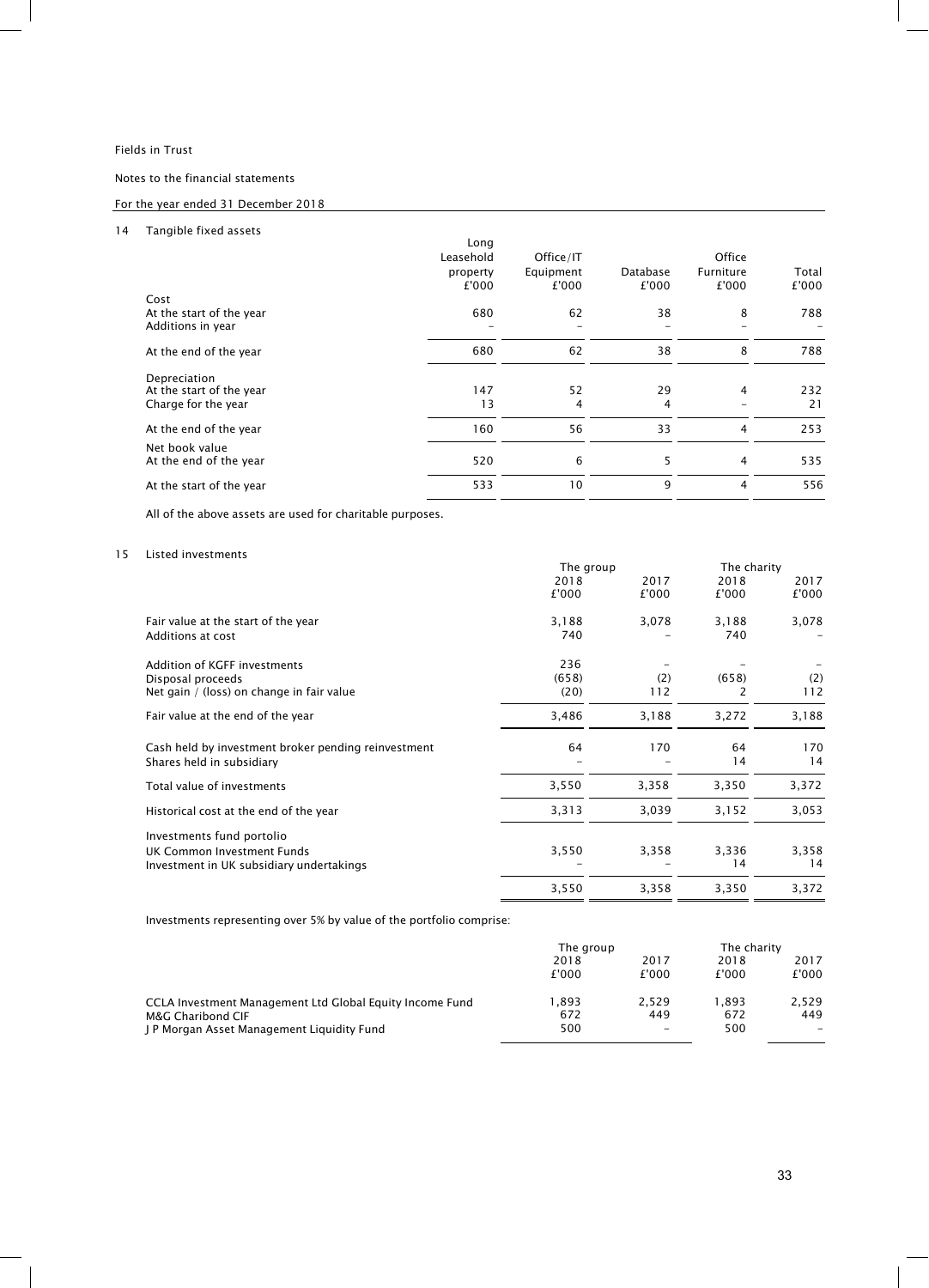Fields in Trust

Notes to the financial statements

For the year ended 31 December 2018

## 14 Tangible fixed assets

| | Long Leasehold property £'000 | Office/IT Equipment £'000 | Database £'000 | Office Furniture £'000 | Total £'000 |
|---|---|---|---|---|---|
| **Cost** | | | | | |
| At the start of the year | 680 | 62 | 38 | 8 | 788 |
| Additions in year | – | – | – | – | – |
| At the end of the year | 680 | 62 | 38 | 8 | 788 |
| **Depreciation** | | | | | |
| At the start of the year | 147 | 52 | 29 | 4 | 232 |
| Charge for the year | 13 | 4 | 4 | – | 21 |
| At the end of the year | 160 | 56 | 33 | 4 | 253 |
| **Net book value** | | | | | |
| At the end of the year | 520 | 6 | 5 | 4 | 535 |
| At the start of the year | 533 | 10 | 9 | 4 | 556 |

All of the above assets are used for charitable purposes.

## 15 Listed investments

| | The group | | The charity | |
|---|---|---|---|---|
| | 2018 £'000 | 2017 £'000 | 2018 £'000 | 2017 £'000 |
| Fair value at the start of the year | 3,188 | 3,078 | 3,188 | 3,078 |
| Additions at cost | 740 | – | 740 | – |
| Addition of KGFF investments | 236 | – | – | – |
| Disposal proceeds | (658) | (2) | (658) | (2) |
| Net gain / (loss) on change in fair value | (20) | 112 | 2 | 112 |
| Fair value at the end of the year | 3,486 | 3,188 | 3,272 | 3,188 |
| Cash held by investment broker pending reinvestment | 64 | 170 | 64 | 170 |
| Shares held in subsidiary | – | – | 14 | 14 |
| Total value of investments | 3,550 | 3,358 | 3,350 | 3,372 |
| Historical cost at the end of the year | 3,313 | 3,039 | 3,152 | 3,053 |
| Investments fund portolio | | | | |
| UK Common Investment Funds | 3,550 | 3,358 | 3,336 | 3,358 |
| Investment in UK subsidiary undertakings | – | – | 14 | 14 |
| | 3,550 | 3,358 | 3,350 | 3,372 |

Investments representing over 5% by value of the portfolio comprise:

| | The group | | The charity | |
|---|---|---|---|---|
| | 2018 £'000 | 2017 £'000 | 2018 £'000 | 2017 £'000 |
| CCLA Investment Management Ltd Global Equity Income Fund | 1,893 | 2,529 | 1,893 | 2,529 |
| M&G Charibond CIF | 672 | 449 | 672 | 449 |
| J P Morgan Asset Management Liquidity Fund | 500 | – | 500 | – |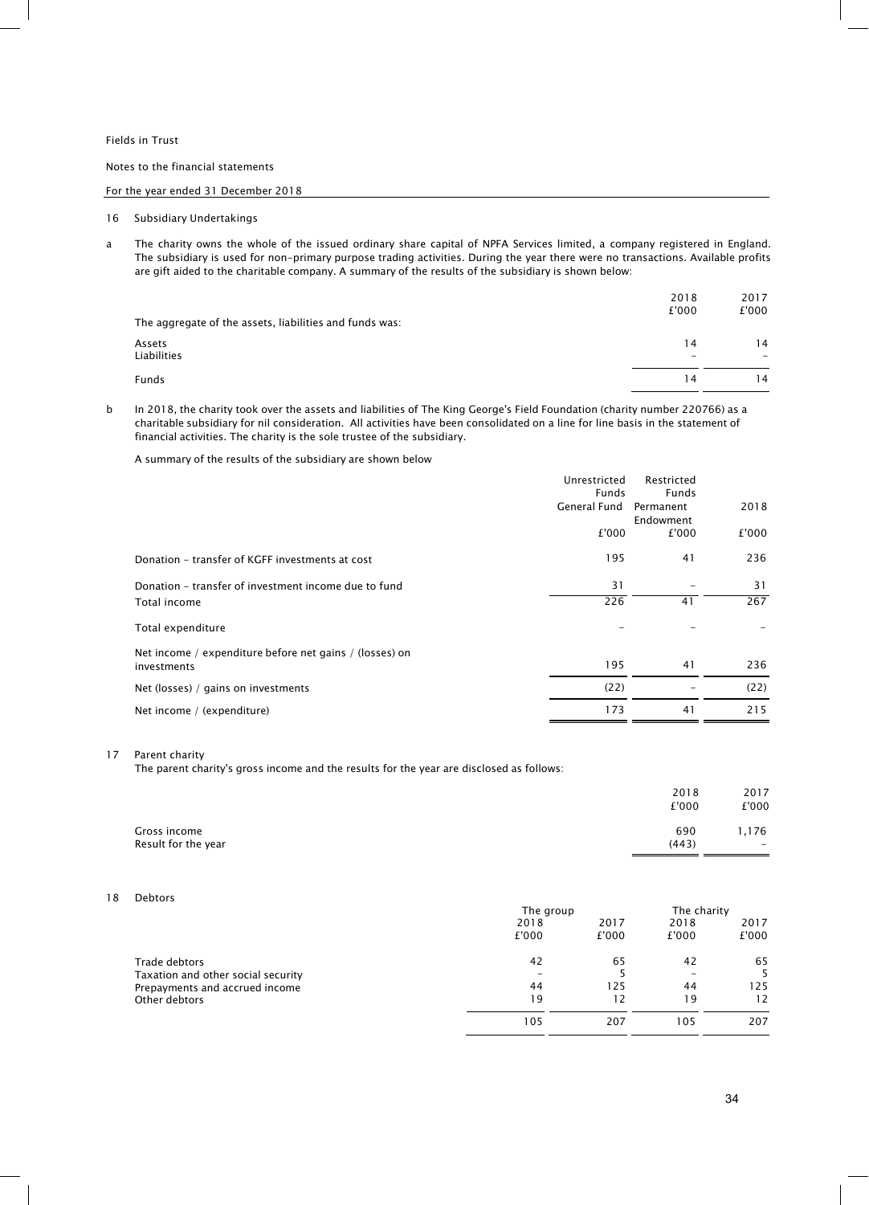Fields in Trust

Notes to the financial statements

For the year ended 31 December 2018

## 16 Subsidiary Undertakings

a The charity owns the whole of the issued ordinary share capital of NPFA Services limited, a company registered in England. The subsidiary is used for non-primary purpose trading activities. During the year there were no transactions. Available profits are gift aided to the charitable company. A summary of the results of the subsidiary is shown below:

| | 2018 | 2017 |
|---|---|---|
| | £'000 | £'000 |
| The aggregate of the assets, liabilities and funds was: | | |
| Assets | 14 | 14 |
| Liabilities | – | – |
| Funds | 14 | 14 |

b In 2018, the charity took over the assets and liabilities of The King George's Field Foundation (charity number 220766) as a charitable subsidiary for nil consideration. All activities have been consolidated on a line for line basis in the statement of financial activities. The charity is the sole trustee of the subsidiary.

A summary of the results of the subsidiary are shown below

| | Unrestricted Funds General Fund | Restricted Funds Permanent Endowment | 2018 |
|---|---|---|---|
| | £'000 | £'000 | £'000 |
| Donation – transfer of KGFF investments at cost | 195 | 41 | 236 |
| Donation – transfer of investment income due to fund | 31 | – | 31 |
| Total income | 226 | 41 | 267 |
| Total expenditure | – | – | – |
| Net income / expenditure before net gains / (losses) on investments | 195 | 41 | 236 |
| Net (losses) / gains on investments | (22) | – | (22) |
| Net income / (expenditure) | 173 | 41 | 215 |

## 17 Parent charity

The parent charity's gross income and the results for the year are disclosed as follows:

| | 2018 | 2017 |
|---|---|---|
| | £'000 | £'000 |
| Gross income | 690 | 1,176 |
| Result for the year | (443) | – |

## 18 Debtors

| | The group | | The charity | |
|---|---|---|---|---|
| | 2018 | 2017 | 2018 | 2017 |
| | £'000 | £'000 | £'000 | £'000 |
| Trade debtors | 42 | 65 | 42 | 65 |
| Taxation and other social security | – | 5 | – | 5 |
| Prepayments and accrued income | 44 | 125 | 44 | 125 |
| Other debtors | 19 | 12 | 19 | 12 |
| | 105 | 207 | 105 | 207 |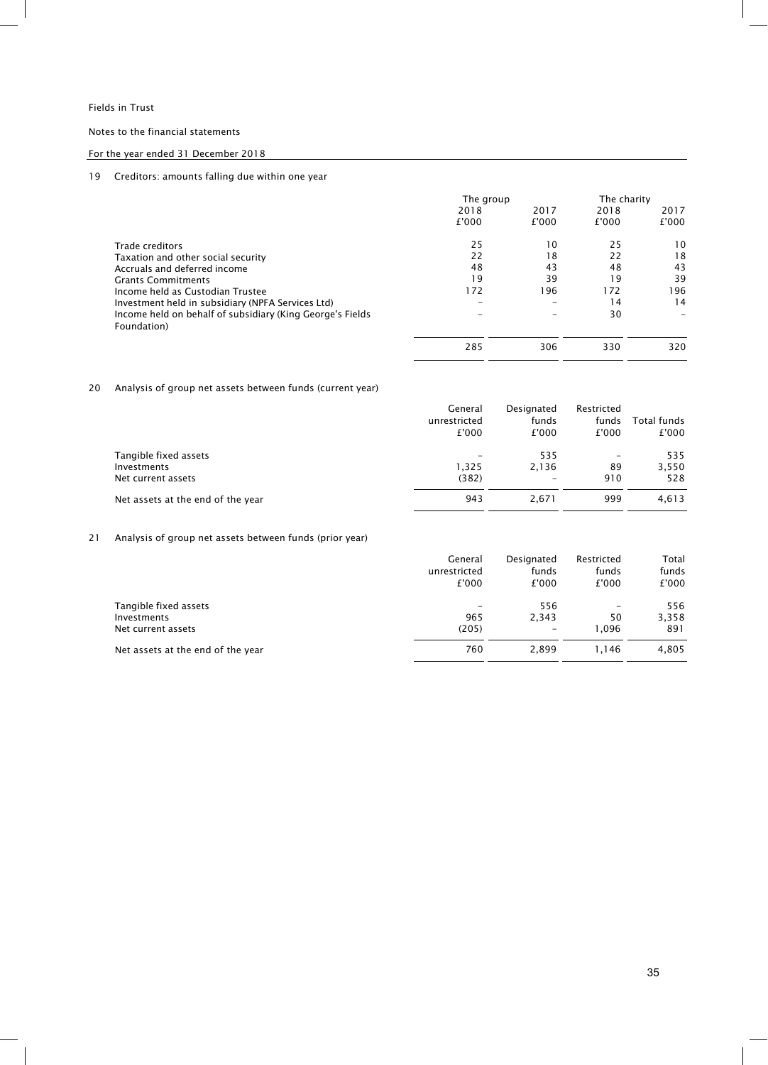Fields in Trust

Notes to the financial statements

For the year ended 31 December 2018

## 19 Creditors: amounts falling due within one year

| | The group | | The charity | |
|---|---|---|---|---|
| | 2018 | 2017 | 2018 | 2017 |
| | £'000 | £'000 | £'000 | £'000 |
| Trade creditors | 25 | 10 | 25 | 10 |
| Taxation and other social security | 22 | 18 | 22 | 18 |
| Accruals and deferred income | 48 | 43 | 48 | 43 |
| Grants Commitments | 19 | 39 | 19 | 39 |
| Income held as Custodian Trustee | 172 | 196 | 172 | 196 |
| Investment held in subsidiary (NPFA Services Ltd) | – | – | 14 | 14 |
| Income held on behalf of subsidiary (King George's Fields Foundation) | – | – | 30 | – |
| | 285 | 306 | 330 | 320 |

## 20 Analysis of group net assets between funds (current year)

| | General unrestricted £'000 | Designated funds £'000 | Restricted funds £'000 | Total funds £'000 |
|---|---|---|---|---|
| Tangible fixed assets | – | 535 | – | 535 |
| Investments | 1,325 | 2,136 | 89 | 3,550 |
| Net current assets | (382) | – | 910 | 528 |
| Net assets at the end of the year | 943 | 2,671 | 999 | 4,613 |

## 21 Analysis of group net assets between funds (prior year)

| | General unrestricted £'000 | Designated funds £'000 | Restricted funds £'000 | Total funds £'000 |
|---|---|---|---|---|
| Tangible fixed assets | – | 556 | – | 556 |
| Investments | 965 | 2,343 | 50 | 3,358 |
| Net current assets | (205) | – | 1,096 | 891 |
| Net assets at the end of the year | 760 | 2,899 | 1,146 | 4,805 |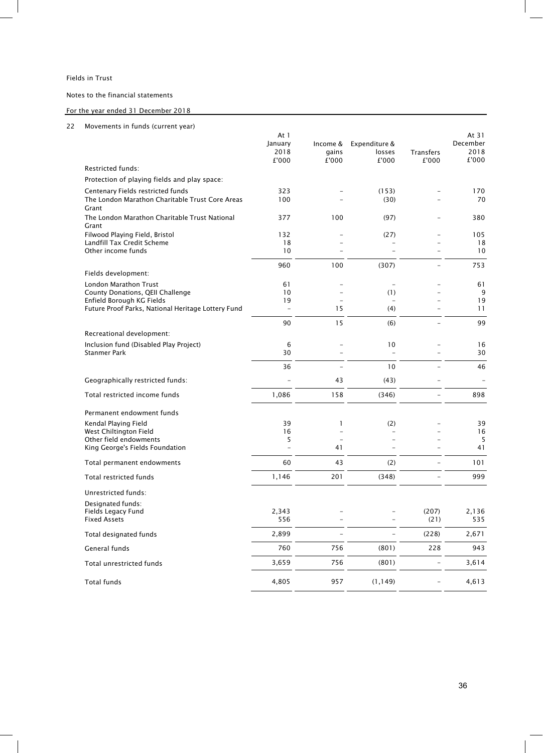Fields in Trust

Notes to the financial statements

For the year ended 31 December 2018

## 22 Movements in funds (current year)

| | At 1 January 2018 £'000 | Income & gains £'000 | Expenditure & losses £'000 | Transfers £'000 | At 31 December 2018 £'000 |
|---|---|---|---|---|---|
| **Restricted funds:** | | | | | |
| Protection of playing fields and play space: | | | | | |
| Centenary Fields restricted funds | 323 | – | (153) | – | 170 |
| The London Marathon Charitable Trust Core Areas Grant | 100 | – | (30) | – | 70 |
| The London Marathon Charitable Trust National Grant | 377 | 100 | (97) | – | 380 |
| Filwood Playing Field, Bristol | 132 | – | (27) | – | 105 |
| Landfill Tax Credit Scheme | 18 | – | – | – | 18 |
| Other income funds | 10 | – | – | – | 10 |
| | 960 | 100 | (307) | – | 753 |
| Fields development: | | | | | |
| London Marathon Trust | 61 | – | – | – | 61 |
| County Donations, QEII Challenge | 10 | – | (1) | – | 9 |
| Enfield Borough KG Fields | 19 | – | – | – | 19 |
| Future Proof Parks, National Heritage Lottery Fund | – | 15 | (4) | – | 11 |
| | 90 | 15 | (6) | – | 99 |
| Recreational development: | | | | | |
| Inclusion fund (Disabled Play Project) | 6 | – | 10 | – | 16 |
| Stanmer Park | 30 | – | – | – | 30 |
| | 36 | – | 10 | – | 46 |
| Geographically restricted funds: | – | 43 | (43) | – | – |
| Total restricted income funds | 1,086 | 158 | (346) | – | 898 |
| Permanent endowment funds | | | | | |
| Kendal Playing Field | 39 | 1 | (2) | – | 39 |
| West Chiltington Field | 16 | – | – | – | 16 |
| Other field endowments | 5 | – | – | – | 5 |
| King George's Fields Foundation | – | 41 | – | – | 41 |
| Total permanent endowments | 60 | 43 | (2) | – | 101 |
| Total restricted funds | 1,146 | 201 | (348) | – | 999 |
| **Unrestricted funds:** | | | | | |
| Designated funds: | | | | | |
| Fields Legacy Fund | 2,343 | – | – | (207) | 2,136 |
| Fixed Assets | 556 | – | – | (21) | 535 |
| Total designated funds | 2,899 | – | – | (228) | 2,671 |
| General funds | 760 | 756 | (801) | 228 | 943 |
| Total unrestricted funds | 3,659 | 756 | (801) | – | 3,614 |
| Total funds | 4,805 | 957 | (1,149) | – | 4,613 |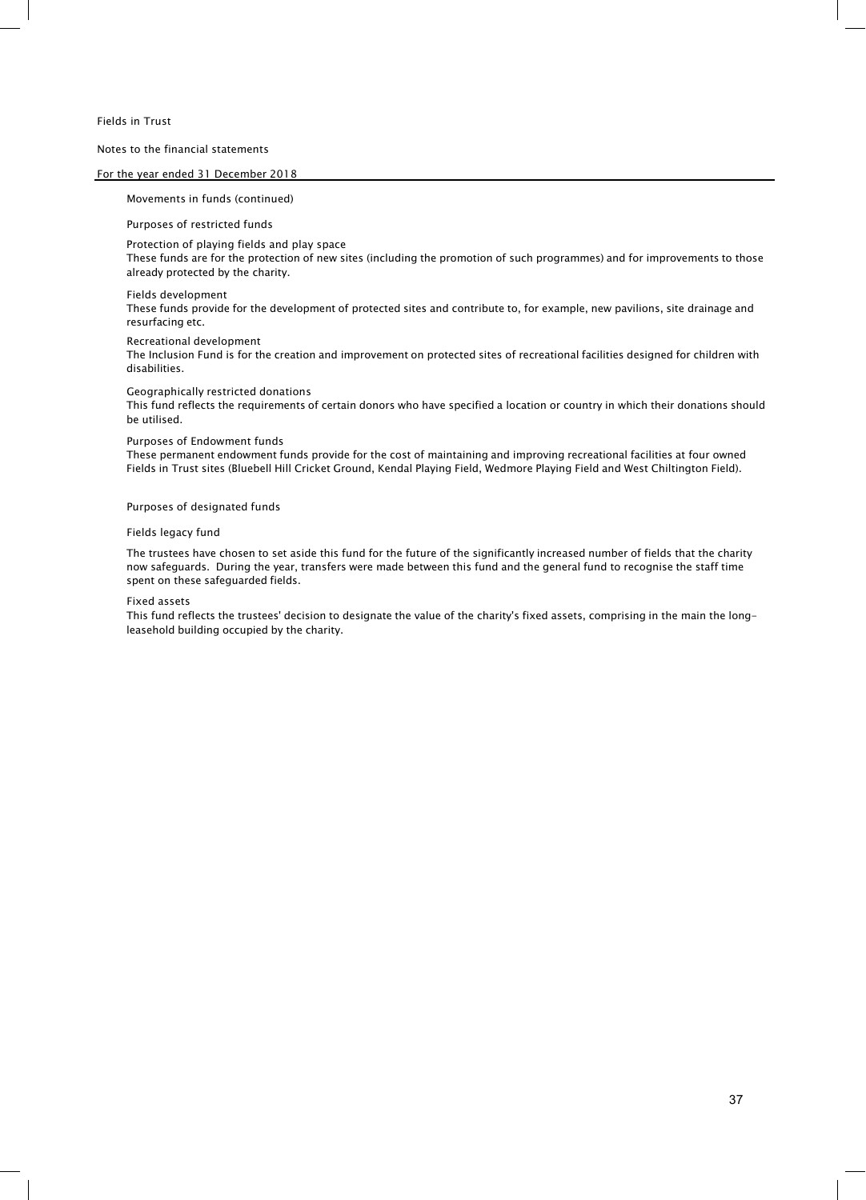Fields in Trust

Notes to the financial statements

For the year ended 31 December 2018

## Movements in funds (continued)

### Purposes of restricted funds

**Protection of playing fields and play space**
These funds are for the protection of new sites (including the promotion of such programmes) and for improvements to those already protected by the charity.

**Fields development**
These funds provide for the development of protected sites and contribute to, for example, new pavilions, site drainage and resurfacing etc.

**Recreational development**
The Inclusion Fund is for the creation and improvement on protected sites of recreational facilities designed for children with disabilities.

**Geographically restricted donations**
This fund reflects the requirements of certain donors who have specified a location or country in which their donations should be utilised.

**Purposes of Endowment funds**
These permanent endowment funds provide for the cost of maintaining and improving recreational facilities at four owned Fields in Trust sites (Bluebell Hill Cricket Ground, Kendal Playing Field, Wedmore Playing Field and West Chiltington Field).

### Purposes of designated funds

**Fields legacy fund**

The trustees have chosen to set aside this fund for the future of the significantly increased number of fields that the charity now safeguards. During the year, transfers were made between this fund and the general fund to recognise the staff time spent on these safeguarded fields.

**Fixed assets**
This fund reflects the trustees' decision to designate the value of the charity's fixed assets, comprising in the main the long-leasehold building occupied by the charity.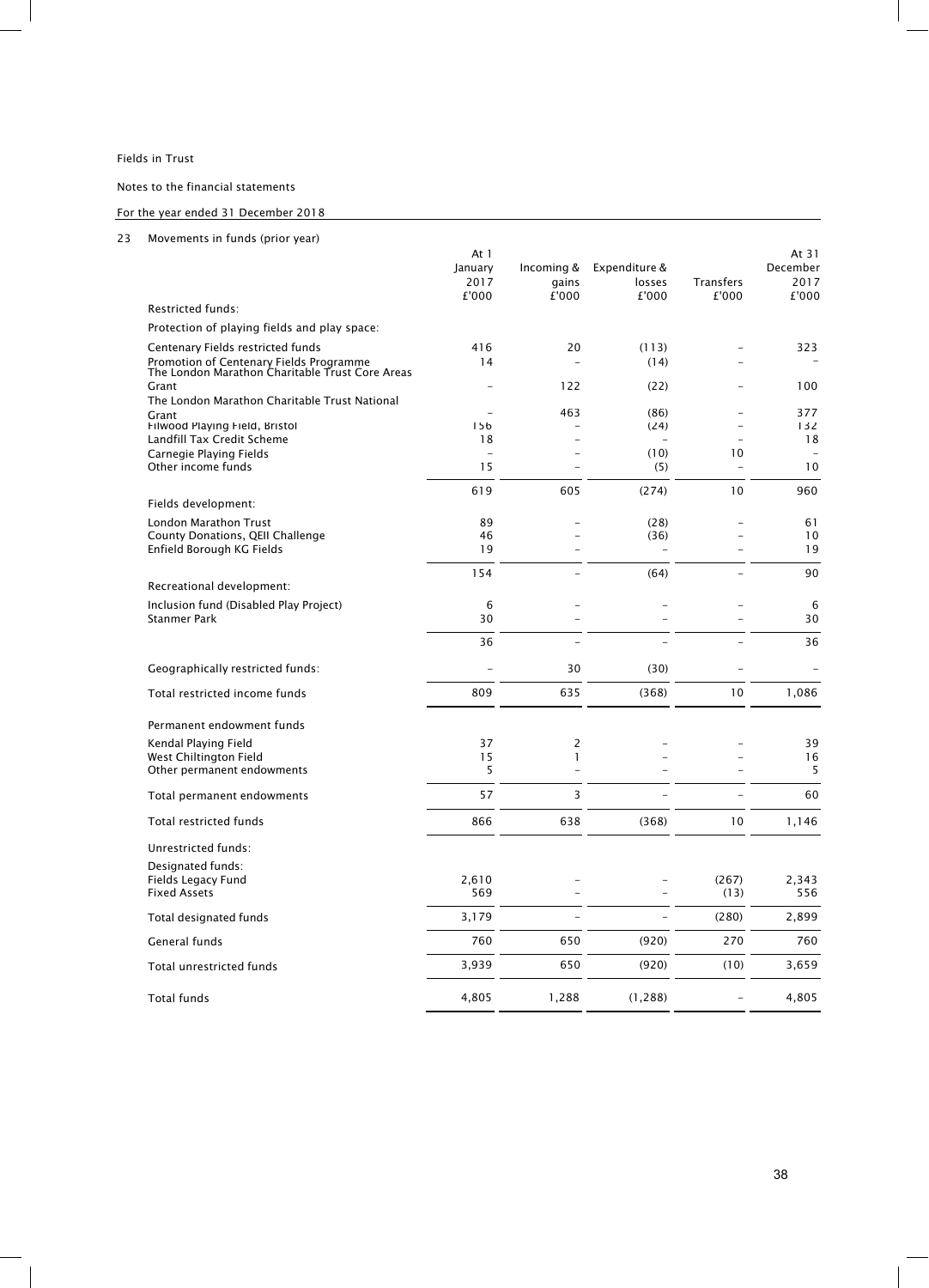Fields in Trust

Notes to the financial statements

For the year ended 31 December 2018

## 23 Movements in funds (prior year)

| | At 1 January 2017 £'000 | Incoming & gains £'000 | Expenditure & losses £'000 | Transfers £'000 | At 31 December 2017 £'000 |
|---|---|---|---|---|---|
| **Restricted funds:** | | | | | |
| Protection of playing fields and play space: | | | | | |
| Centenary Fields restricted funds | 416 | 20 | (113) | – | 323 |
| Promotion of Centenary Fields Programme | 14 | – | (14) | – | – |
| The London Marathon Charitable Trust Core Areas Grant | – | 122 | (22) | – | 100 |
| The London Marathon Charitable Trust National Grant | – | 463 | (86) | – | 377 |
| Filwood Playing Field, Bristol | 156 | – | (24) | – | 132 |
| Landfill Tax Credit Scheme | 18 | – | – | – | 18 |
| Carnegie Playing Fields | – | – | (10) | 10 | – |
| Other income funds | 15 | – | (5) | – | 10 |
| | 619 | 605 | (274) | 10 | 960 |
| Fields development: | | | | | |
| London Marathon Trust | 89 | – | (28) | – | 61 |
| County Donations, QEII Challenge | 46 | – | (36) | – | 10 |
| Enfield Borough KG Fields | 19 | – | – | – | 19 |
| | 154 | – | (64) | – | 90 |
| Recreational development: | | | | | |
| Inclusion fund (Disabled Play Project) | 6 | – | – | – | 6 |
| Stanmer Park | 30 | – | – | – | 30 |
| | 36 | – | – | – | 36 |
| Geographically restricted funds: | – | 30 | (30) | – | – |
| Total restricted income funds | 809 | 635 | (368) | 10 | 1,086 |
| Permanent endowment funds | | | | | |
| Kendal Playing Field | 37 | 2 | – | – | 39 |
| West Chiltington Field | 15 | 1 | – | – | 16 |
| Other permanent endowments | 5 | – | – | – | 5 |
| Total permanent endowments | 57 | 3 | – | – | 60 |
| Total restricted funds | 866 | 638 | (368) | 10 | 1,146 |
| **Unrestricted funds:** | | | | | |
| Designated funds: | | | | | |
| Fields Legacy Fund | 2,610 | – | – | (267) | 2,343 |
| Fixed Assets | 569 | – | – | (13) | 556 |
| Total designated funds | 3,179 | – | – | (280) | 2,899 |
| General funds | 760 | 650 | (920) | 270 | 760 |
| Total unrestricted funds | 3,939 | 650 | (920) | (10) | 3,659 |
| Total funds | 4,805 | 1,288 | (1,288) | – | 4,805 |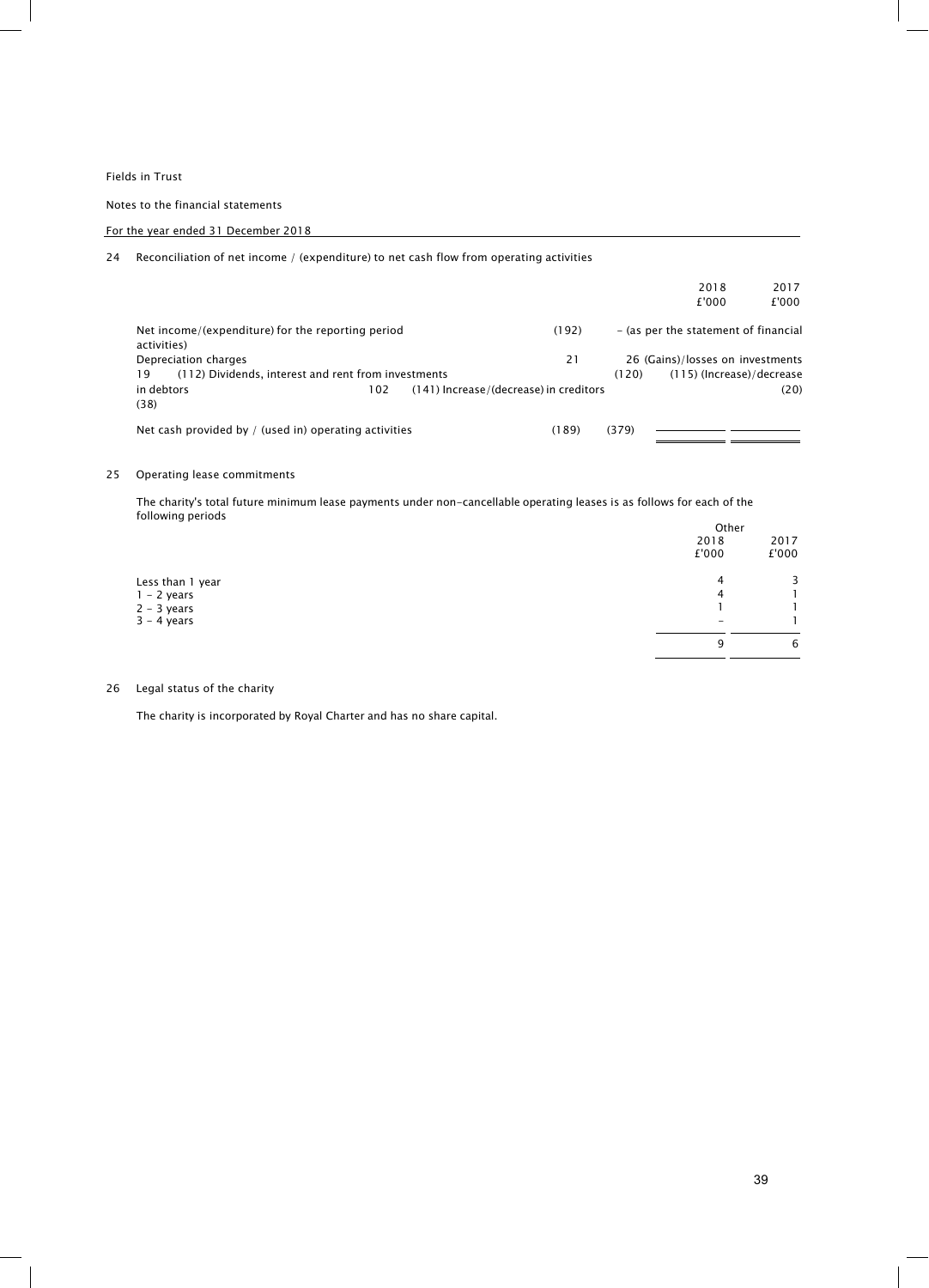Fields in Trust

Notes to the financial statements

For the year ended 31 December 2018

24 Reconciliation of net income / (expenditure) to net cash flow from operating activities

| | 2018 £'000 | 2017 £'000 |
|---|---|---|
| Net income/(expenditure) for the reporting period (as per the statement of financial activities) | (192) | - |
| Depreciation charges | 21 | 26 |
| (Gains)/losses on investments | 19 | (112) |
| Dividends, interest and rent from investments | (120) | (115) |
| (Increase)/decrease in debtors | 102 | (141) |
| Increase/(decrease) in creditors | (20) | (38) |
| Net cash provided by / (used in) operating activities | (189) | (379) |

25 Operating lease commitments

The charity's total future minimum lease payments under non-cancellable operating leases is as follows for each of the following periods

| | Other | |
|---|---|---|
| | 2018 £'000 | 2017 £'000 |
| Less than 1 year | 4 | 3 |
| 1 - 2 years | 4 | 1 |
| 2 - 3 years | 1 | 1 |
| 3 - 4 years | - | 1 |
| | 9 | 6 |

26 Legal status of the charity

The charity is incorporated by Royal Charter and has no share capital.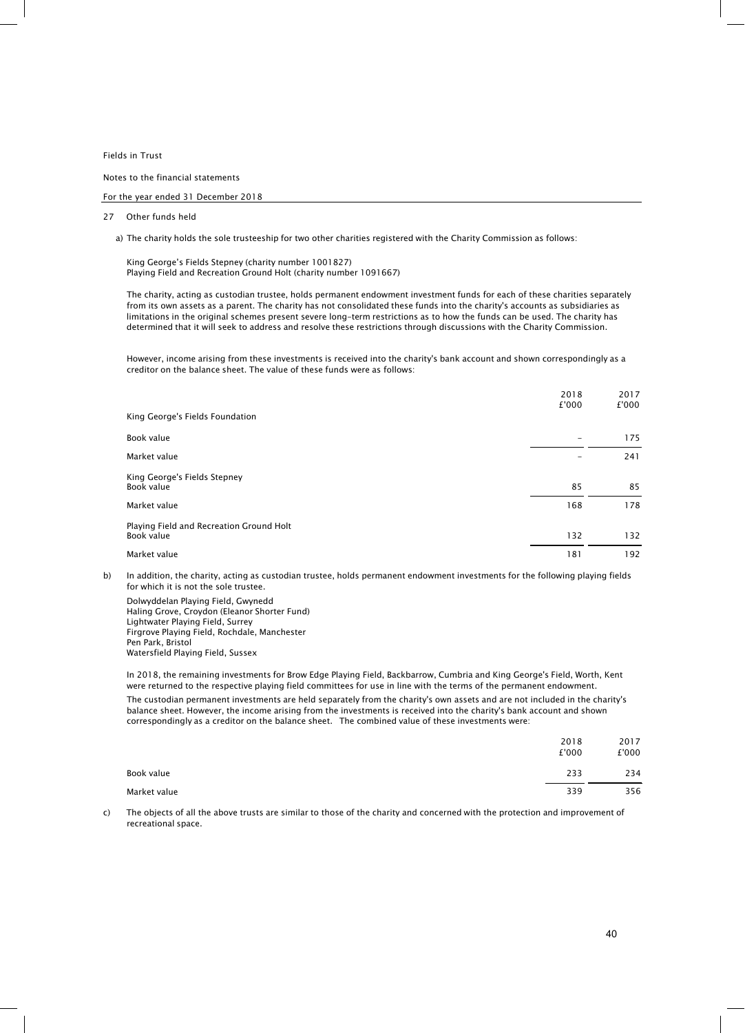Fields in Trust

Notes to the financial statements

For the year ended 31 December 2018

## 27 Other funds held

a) The charity holds the sole trusteeship for two other charities registered with the Charity Commission as follows:

King George's Fields Stepney (charity number 1001827)
Playing Field and Recreation Ground Holt (charity number 1091667)

The charity, acting as custodian trustee, holds permanent endowment investment funds for each of these charities separately from its own assets as a parent. The charity has not consolidated these funds into the charity's accounts as subsidiaries as limitations in the original schemes present severe long-term restrictions as to how the funds can be used. The charity has determined that it will seek to address and resolve these restrictions through discussions with the Charity Commission.

However, income arising from these investments is received into the charity's bank account and shown correspondingly as a creditor on the balance sheet. The value of these funds were as follows:

| | 2018 £'000 | 2017 £'000 |
|---|---|---|
| **King George's Fields Foundation** | | |
| Book value | – | 175 |
| Market value | – | 241 |
| **King George's Fields Stepney** | | |
| Book value | 85 | 85 |
| Market value | 168 | 178 |
| **Playing Field and Recreation Ground Holt** | | |
| Book value | 132 | 132 |
| Market value | 181 | 192 |

b) In addition, the charity, acting as custodian trustee, holds permanent endowment investments for the following playing fields for which it is not the sole trustee.

Dolwyddelan Playing Field, Gwynedd
Haling Grove, Croydon (Eleanor Shorter Fund)
Lightwater Playing Field, Surrey
Firgrove Playing Field, Rochdale, Manchester
Pen Park, Bristol
Watersfield Playing Field, Sussex

In 2018, the remaining investments for Brow Edge Playing Field, Backbarrow, Cumbria and King George's Field, Worth, Kent were returned to the respective playing field committees for use in line with the terms of the permanent endowment.

The custodian permanent investments are held separately from the charity's own assets and are not included in the charity's balance sheet. However, the income arising from the investments is received into the charity's bank account and shown correspondingly as a creditor on the balance sheet. The combined value of these investments were:

| | 2018 £'000 | 2017 £'000 |
|---|---|---|
| Book value | 233 | 234 |
| Market value | 339 | 356 |

c) The objects of all the above trusts are similar to those of the charity and concerned with the protection and improvement of recreational space.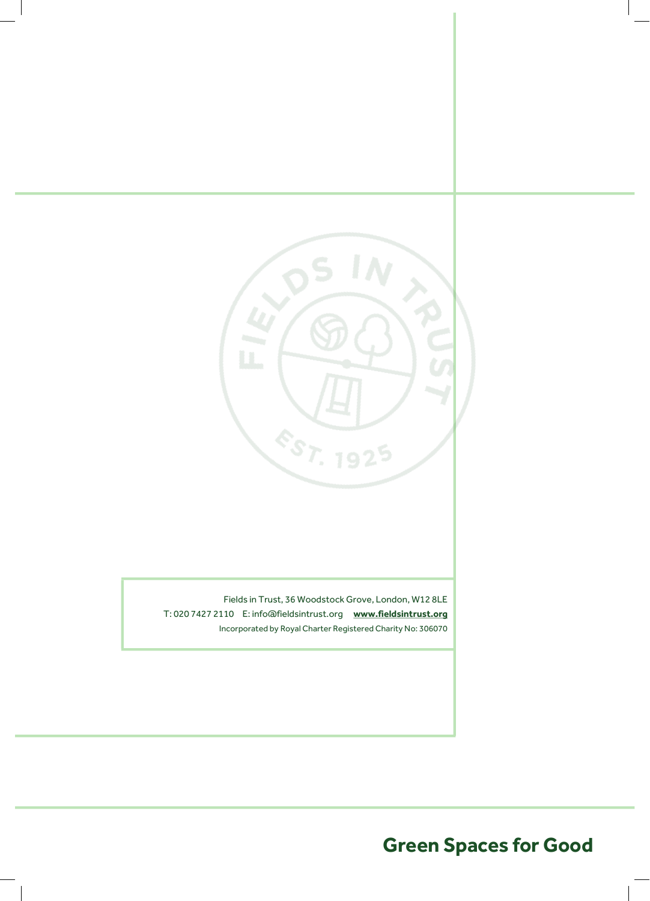Fields in Trust, 36 Woodstock Grove, London, W12 8LE

T: 020 7427 2110 E: info@fieldsintrust.org **www.fieldsintrust.org**

Incorporated by Royal Charter Registered Charity No: 306070

**Green Spaces for Good**